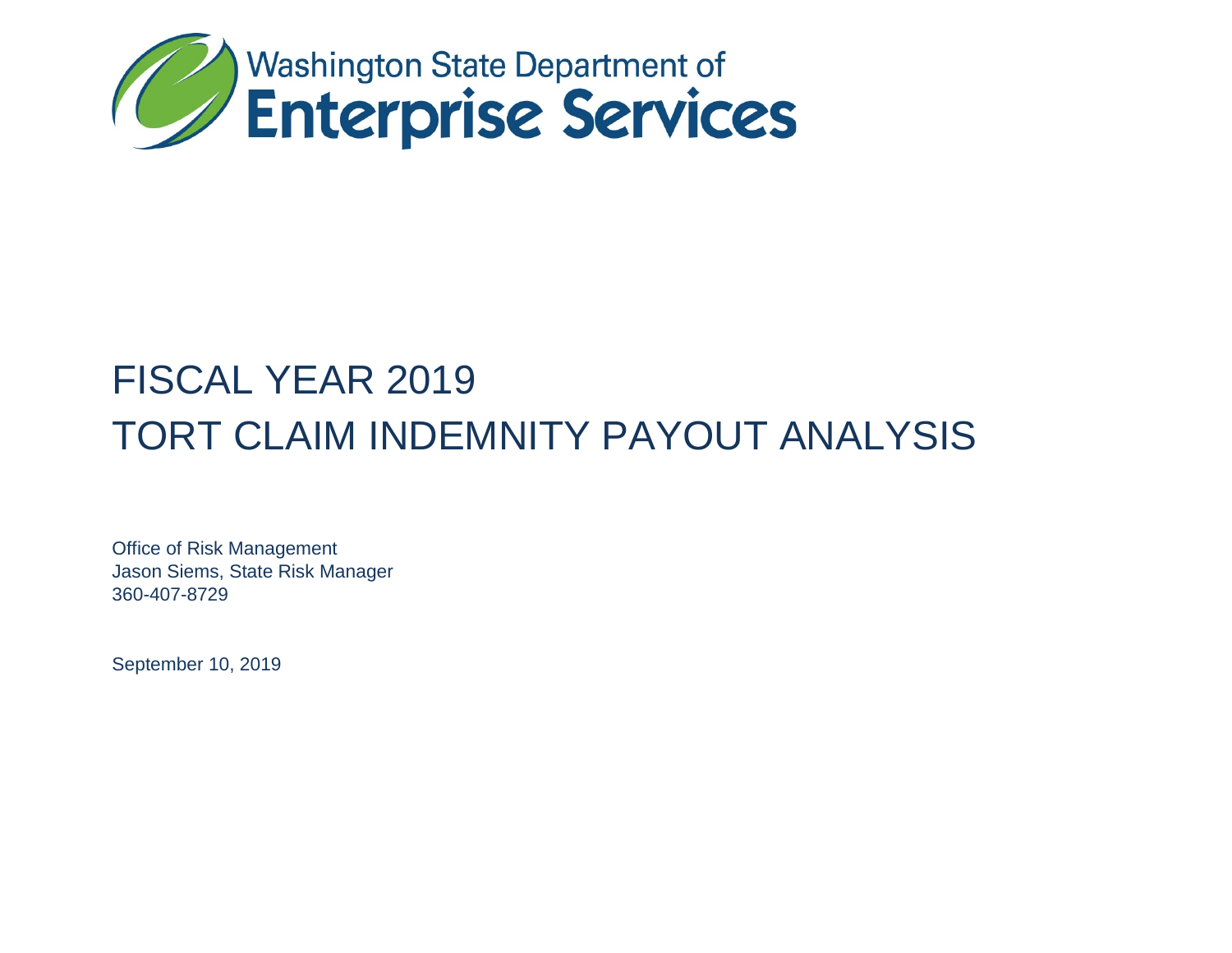Washington State Department of
**Enterprise Services**

# FISCAL YEAR 2019
# TORT CLAIM INDEMNITY PAYOUT ANALYSIS

Office of Risk Management
Jason Siems, State Risk Manager
360-407-8729

September 10, 2019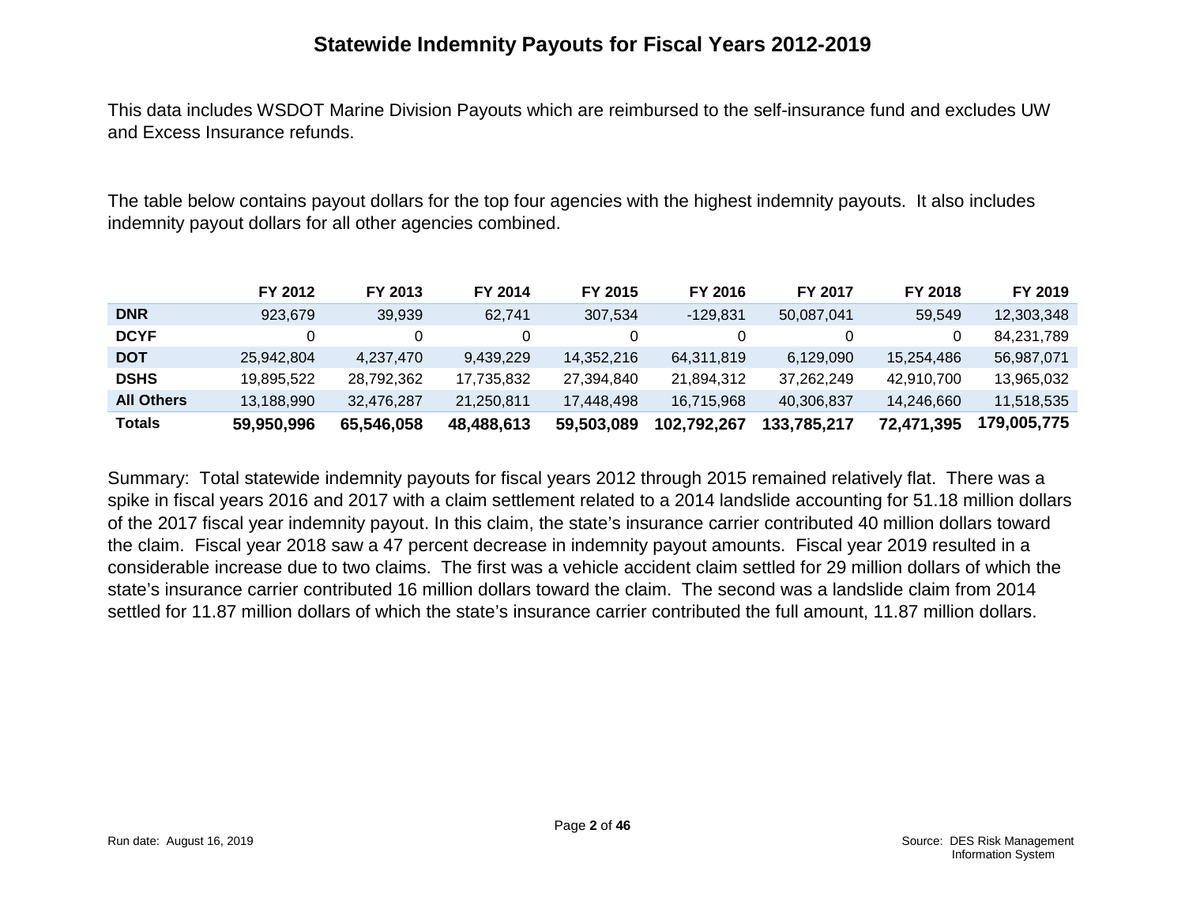# Statewide Indemnity Payouts for Fiscal Years 2012-2019

This data includes WSDOT Marine Division Payouts which are reimbursed to the self-insurance fund and excludes UW and Excess Insurance refunds.

The table below contains payout dollars for the top four agencies with the highest indemnity payouts. It also includes indemnity payout dollars for all other agencies combined.

| | FY 2012 | FY 2013 | FY 2014 | FY 2015 | FY 2016 | FY 2017 | FY 2018 | FY 2019 |
|---|---|---|---|---|---|---|---|---|
| **DNR** | 923,679 | 39,939 | 62,741 | 307,534 | -129,831 | 50,087,041 | 59,549 | 12,303,348 |
| **DCYF** | 0 | 0 | 0 | 0 | 0 | 0 | 0 | 84,231,789 |
| **DOT** | 25,942,804 | 4,237,470 | 9,439,229 | 14,352,216 | 64,311,819 | 6,129,090 | 15,254,486 | 56,987,071 |
| **DSHS** | 19,895,522 | 28,792,362 | 17,735,832 | 27,394,840 | 21,894,312 | 37,262,249 | 42,910,700 | 13,965,032 |
| **All Others** | 13,188,990 | 32,476,287 | 21,250,811 | 17,448,498 | 16,715,968 | 40,306,837 | 14,246,660 | 11,518,535 |
| **Totals** | **59,950,996** | **65,546,058** | **48,488,613** | **59,503,089** | **102,792,267** | **133,785,217** | **72,471,395** | **179,005,775** |

Summary: Total statewide indemnity payouts for fiscal years 2012 through 2015 remained relatively flat. There was a spike in fiscal years 2016 and 2017 with a claim settlement related to a 2014 landslide accounting for 51.18 million dollars of the 2017 fiscal year indemnity payout. In this claim, the state's insurance carrier contributed 40 million dollars toward the claim. Fiscal year 2018 saw a 47 percent decrease in indemnity payout amounts. Fiscal year 2019 resulted in a considerable increase due to two claims. The first was a vehicle accident claim settled for 29 million dollars of which the state's insurance carrier contributed 16 million dollars toward the claim. The second was a landslide claim from 2014 settled for 11.87 million dollars of which the state's insurance carrier contributed the full amount, 11.87 million dollars.

Run date: August 16, 2019

Source: DES Risk Management Information System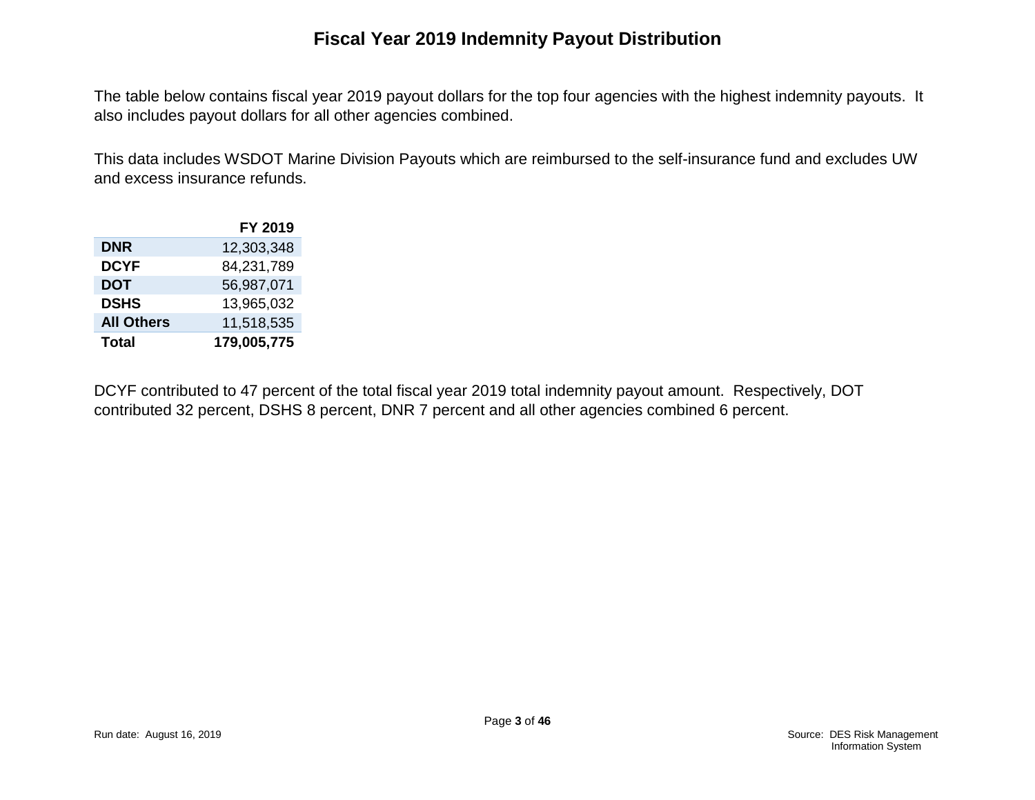# Fiscal Year 2019 Indemnity Payout Distribution

The table below contains fiscal year 2019 payout dollars for the top four agencies with the highest indemnity payouts. It also includes payout dollars for all other agencies combined.

This data includes WSDOT Marine Division Payouts which are reimbursed to the self-insurance fund and excludes UW and excess insurance refunds.

| | FY 2019 |
|---|---:|
| **DNR** | 12,303,348 |
| **DCYF** | 84,231,789 |
| **DOT** | 56,987,071 |
| **DSHS** | 13,965,032 |
| **All Others** | 11,518,535 |
| **Total** | **179,005,775** |

DCYF contributed to 47 percent of the total fiscal year 2019 total indemnity payout amount. Respectively, DOT contributed 32 percent, DSHS 8 percent, DNR 7 percent and all other agencies combined 6 percent.

Run date: August 16, 2019

Source: DES Risk Management Information System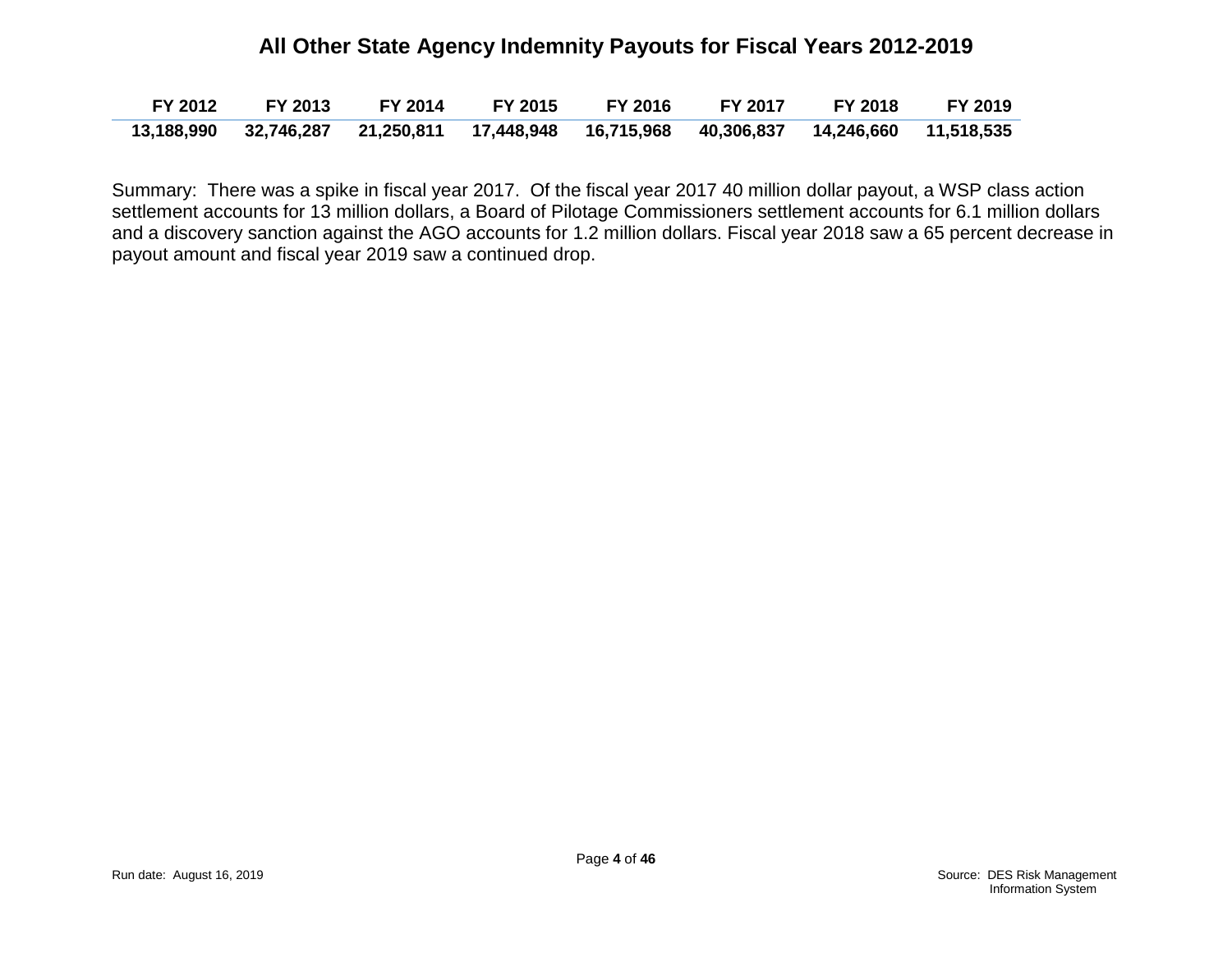# All Other State Agency Indemnity Payouts for Fiscal Years 2012-2019

| FY 2012 | FY 2013 | FY 2014 | FY 2015 | FY 2016 | FY 2017 | FY 2018 | FY 2019 |
|---|---|---|---|---|---|---|---|
| 13,188,990 | 32,746,287 | 21,250,811 | 17,448,948 | 16,715,968 | 40,306,837 | 14,246,660 | 11,518,535 |

Summary: There was a spike in fiscal year 2017. Of the fiscal year 2017 40 million dollar payout, a WSP class action settlement accounts for 13 million dollars, a Board of Pilotage Commissioners settlement accounts for 6.1 million dollars and a discovery sanction against the AGO accounts for 1.2 million dollars. Fiscal year 2018 saw a 65 percent decrease in payout amount and fiscal year 2019 saw a continued drop.

Run date: August 16, 2019

Source: DES Risk Management Information System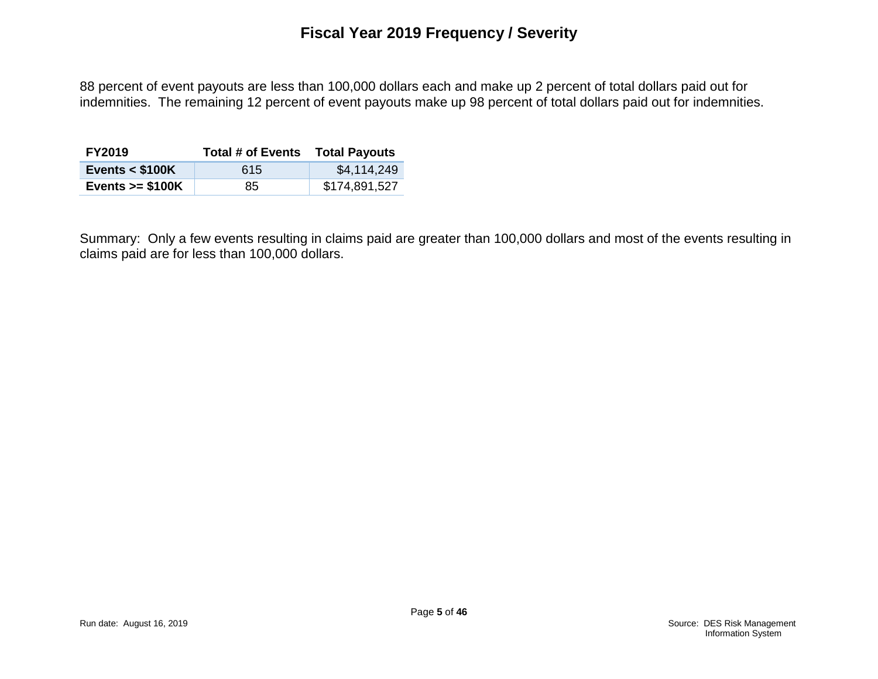# Fiscal Year 2019 Frequency / Severity

88 percent of event payouts are less than 100,000 dollars each and make up 2 percent of total dollars paid out for indemnities. The remaining 12 percent of event payouts make up 98 percent of total dollars paid out for indemnities.

| FY2019 | Total # of Events | Total Payouts |
|---|---|---|
| **Events < $100K** | 615 | $4,114,249 |
| **Events >= $100K** | 85 | $174,891,527 |

Summary: Only a few events resulting in claims paid are greater than 100,000 dollars and most of the events resulting in claims paid are for less than 100,000 dollars.

Run date: August 16, 2019

Source: DES Risk Management Information System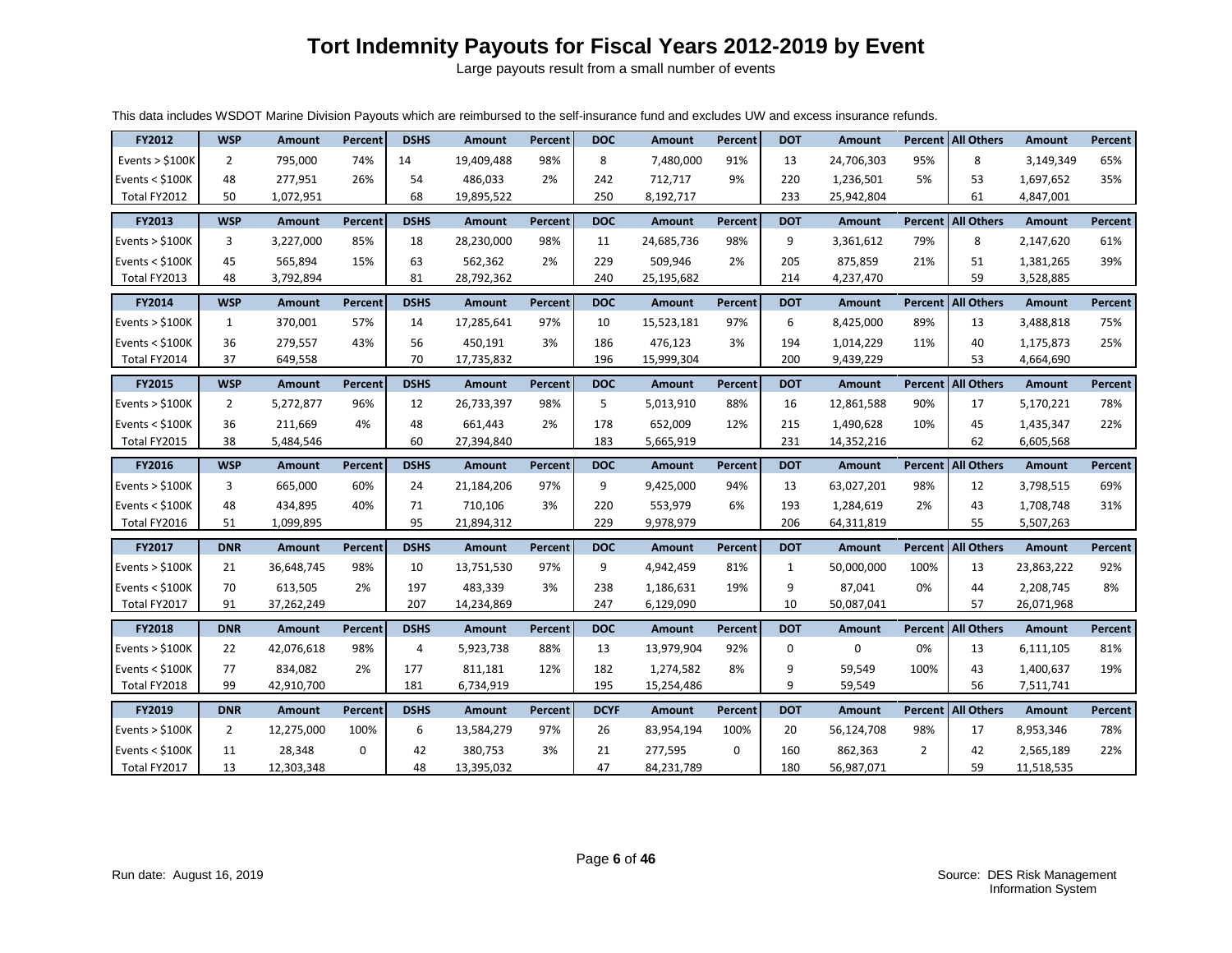# Tort Indemnity Payouts for Fiscal Years 2012-2019 by Event

Large payouts result from a small number of events

This data includes WSDOT Marine Division Payouts which are reimbursed to the self-insurance fund and excludes UW and excess insurance refunds.

| FY2012 | WSP | Amount | Percent | DSHS | Amount | Percent | DOC | Amount | Percent | DOT | Amount | Percent | All Others | Amount | Percent |
|---|---|---|---|---|---|---|---|---|---|---|---|---|---|---|---|
| Events > $100K | 2 | 795,000 | 74% | 14 | 19,409,488 | 98% | 8 | 7,480,000 | 91% | 13 | 24,706,303 | 95% | 8 | 3,149,349 | 65% |
| Events < $100K | 48 | 277,951 | 26% | 54 | 486,033 | 2% | 242 | 712,717 | 9% | 220 | 1,236,501 | 5% | 53 | 1,697,652 | 35% |
| Total FY2012 | 50 | 1,072,951 | | 68 | 19,895,522 | | 250 | 8,192,717 | | 233 | 25,942,804 | | 61 | 4,847,001 | |

| FY2013 | WSP | Amount | Percent | DSHS | Amount | Percent | DOC | Amount | Percent | DOT | Amount | Percent | All Others | Amount | Percent |
|---|---|---|---|---|---|---|---|---|---|---|---|---|---|---|---|
| Events > $100K | 3 | 3,227,000 | 85% | 18 | 28,230,000 | 98% | 11 | 24,685,736 | 98% | 9 | 3,361,612 | 79% | 8 | 2,147,620 | 61% |
| Events < $100K | 45 | 565,894 | 15% | 63 | 562,362 | 2% | 229 | 509,946 | 2% | 205 | 875,859 | 21% | 51 | 1,381,265 | 39% |
| Total FY2013 | 48 | 3,792,894 | | 81 | 28,792,362 | | 240 | 25,195,682 | | 214 | 4,237,470 | | 59 | 3,528,885 | |

| FY2014 | WSP | Amount | Percent | DSHS | Amount | Percent | DOC | Amount | Percent | DOT | Amount | Percent | All Others | Amount | Percent |
|---|---|---|---|---|---|---|---|---|---|---|---|---|---|---|---|
| Events > $100K | 1 | 370,001 | 57% | 14 | 17,285,641 | 97% | 10 | 15,523,181 | 97% | 6 | 8,425,000 | 89% | 13 | 3,488,818 | 75% |
| Events < $100K | 36 | 279,557 | 43% | 56 | 450,191 | 3% | 186 | 476,123 | 3% | 194 | 1,014,229 | 11% | 40 | 1,175,873 | 25% |
| Total FY2014 | 37 | 649,558 | | 70 | 17,735,832 | | 196 | 15,999,304 | | 200 | 9,439,229 | | 53 | 4,664,690 | |

| FY2015 | WSP | Amount | Percent | DSHS | Amount | Percent | DOC | Amount | Percent | DOT | Amount | Percent | All Others | Amount | Percent |
|---|---|---|---|---|---|---|---|---|---|---|---|---|---|---|---|
| Events > $100K | 2 | 5,272,877 | 96% | 12 | 26,733,397 | 98% | 5 | 5,013,910 | 88% | 16 | 12,861,588 | 90% | 17 | 5,170,221 | 78% |
| Events < $100K | 36 | 211,669 | 4% | 48 | 661,443 | 2% | 178 | 652,009 | 12% | 215 | 1,490,628 | 10% | 45 | 1,435,347 | 22% |
| Total FY2015 | 38 | 5,484,546 | | 60 | 27,394,840 | | 183 | 5,665,919 | | 231 | 14,352,216 | | 62 | 6,605,568 | |

| FY2016 | WSP | Amount | Percent | DSHS | Amount | Percent | DOC | Amount | Percent | DOT | Amount | Percent | All Others | Amount | Percent |
|---|---|---|---|---|---|---|---|---|---|---|---|---|---|---|---|
| Events > $100K | 3 | 665,000 | 60% | 24 | 21,184,206 | 97% | 9 | 9,425,000 | 94% | 13 | 63,027,201 | 98% | 12 | 3,798,515 | 69% |
| Events < $100K | 48 | 434,895 | 40% | 71 | 710,106 | 3% | 220 | 553,979 | 6% | 193 | 1,284,619 | 2% | 43 | 1,708,748 | 31% |
| Total FY2016 | 51 | 1,099,895 | | 95 | 21,894,312 | | 229 | 9,978,979 | | 206 | 64,311,819 | | 55 | 5,507,263 | |

| FY2017 | DNR | Amount | Percent | DSHS | Amount | Percent | DOC | Amount | Percent | DOT | Amount | Percent | All Others | Amount | Percent |
|---|---|---|---|---|---|---|---|---|---|---|---|---|---|---|---|
| Events > $100K | 21 | 36,648,745 | 98% | 10 | 13,751,530 | 97% | 9 | 4,942,459 | 81% | 1 | 50,000,000 | 100% | 13 | 23,863,222 | 92% |
| Events < $100K | 70 | 613,505 | 2% | 197 | 483,339 | 3% | 238 | 1,186,631 | 19% | 9 | 87,041 | 0% | 44 | 2,208,745 | 8% |
| Total FY2017 | 91 | 37,262,249 | | 207 | 14,234,869 | | 247 | 6,129,090 | | 10 | 50,087,041 | | 57 | 26,071,968 | |

| FY2018 | DNR | Amount | Percent | DSHS | Amount | Percent | DOC | Amount | Percent | DOT | Amount | Percent | All Others | Amount | Percent |
|---|---|---|---|---|---|---|---|---|---|---|---|---|---|---|---|
| Events > $100K | 22 | 42,076,618 | 98% | 4 | 5,923,738 | 88% | 13 | 13,979,904 | 92% | 0 | 0 | 0% | 13 | 6,111,105 | 81% |
| Events < $100K | 77 | 834,082 | 2% | 177 | 811,181 | 12% | 182 | 1,274,582 | 8% | 9 | 59,549 | 100% | 43 | 1,400,637 | 19% |
| Total FY2018 | 99 | 42,910,700 | | 181 | 6,734,919 | | 195 | 15,254,486 | | 9 | 59,549 | | 56 | 7,511,741 | |

| FY2019 | DNR | Amount | Percent | DSHS | Amount | Percent | DCYF | Amount | Percent | DOT | Amount | Percent | All Others | Amount | Percent |
|---|---|---|---|---|---|---|---|---|---|---|---|---|---|---|---|
| Events > $100K | 2 | 12,275,000 | 100% | 6 | 13,584,279 | 97% | 26 | 83,954,194 | 100% | 20 | 56,124,708 | 98% | 17 | 8,953,346 | 78% |
| Events < $100K | 11 | 28,348 | 0 | 42 | 380,753 | 3% | 21 | 277,595 | 0 | 160 | 862,363 | 2 | 42 | 2,565,189 | 22% |
| Total FY2017 | 13 | 12,303,348 | | 48 | 13,395,032 | | 47 | 84,231,789 | | 180 | 56,987,071 | | 59 | 11,518,535 | |

Run date: August 16, 2019

Source: DES Risk Management Information System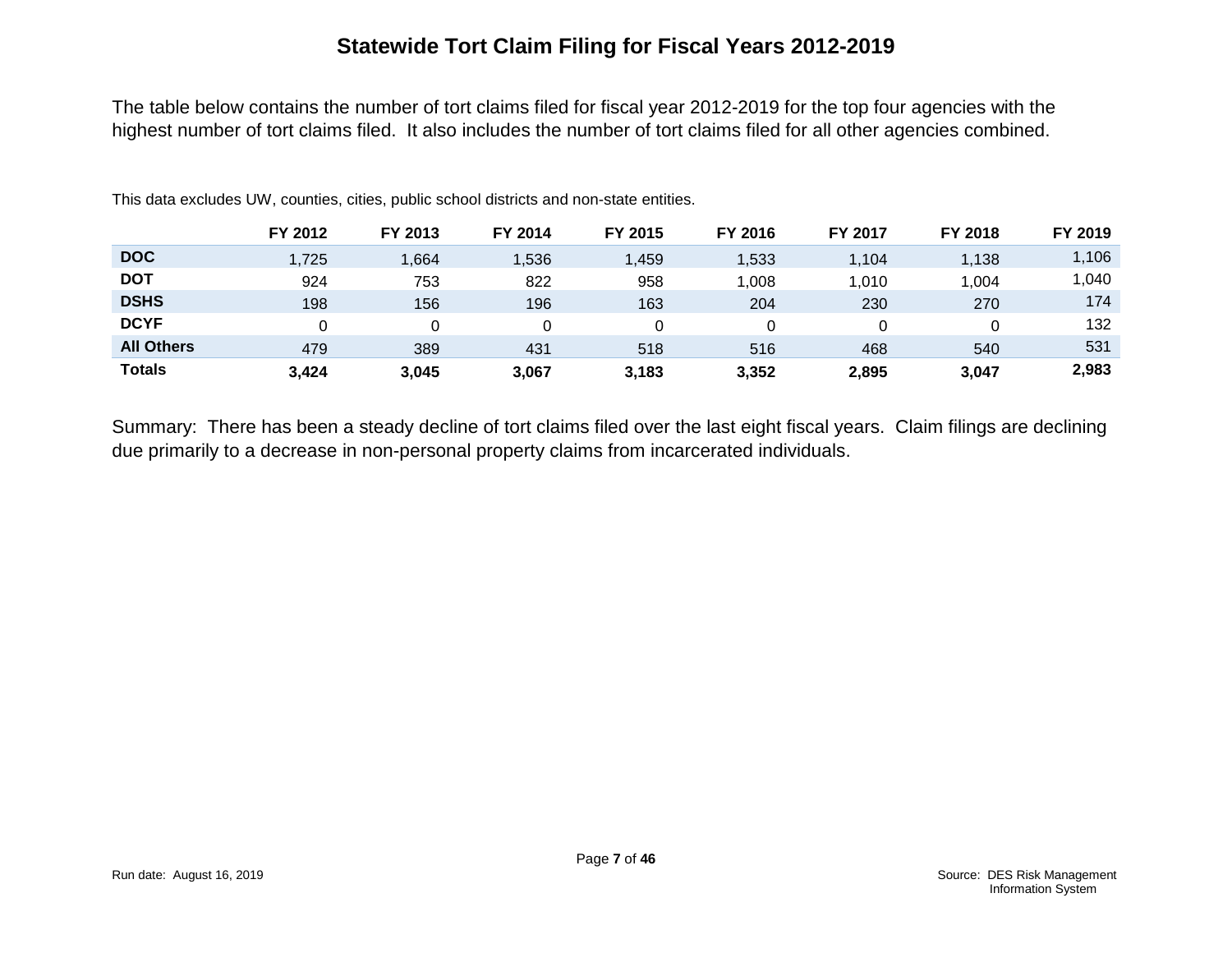# Statewide Tort Claim Filing for Fiscal Years 2012-2019

The table below contains the number of tort claims filed for fiscal year 2012-2019 for the top four agencies with the highest number of tort claims filed. It also includes the number of tort claims filed for all other agencies combined.

This data excludes UW, counties, cities, public school districts and non-state entities.

| | FY 2012 | FY 2013 | FY 2014 | FY 2015 | FY 2016 | FY 2017 | FY 2018 | FY 2019 |
|---|---|---|---|---|---|---|---|---|
| **DOC** | 1,725 | 1,664 | 1,536 | 1,459 | 1,533 | 1,104 | 1,138 | 1,106 |
| **DOT** | 924 | 753 | 822 | 958 | 1,008 | 1,010 | 1,004 | 1,040 |
| **DSHS** | 198 | 156 | 196 | 163 | 204 | 230 | 270 | 174 |
| **DCYF** | 0 | 0 | 0 | 0 | 0 | 0 | 0 | 132 |
| **All Others** | 479 | 389 | 431 | 518 | 516 | 468 | 540 | 531 |
| **Totals** | **3,424** | **3,045** | **3,067** | **3,183** | **3,352** | **2,895** | **3,047** | **2,983** |

Summary: There has been a steady decline of tort claims filed over the last eight fiscal years. Claim filings are declining due primarily to a decrease in non-personal property claims from incarcerated individuals.

Run date: August 16, 2019

Source: DES Risk Management Information System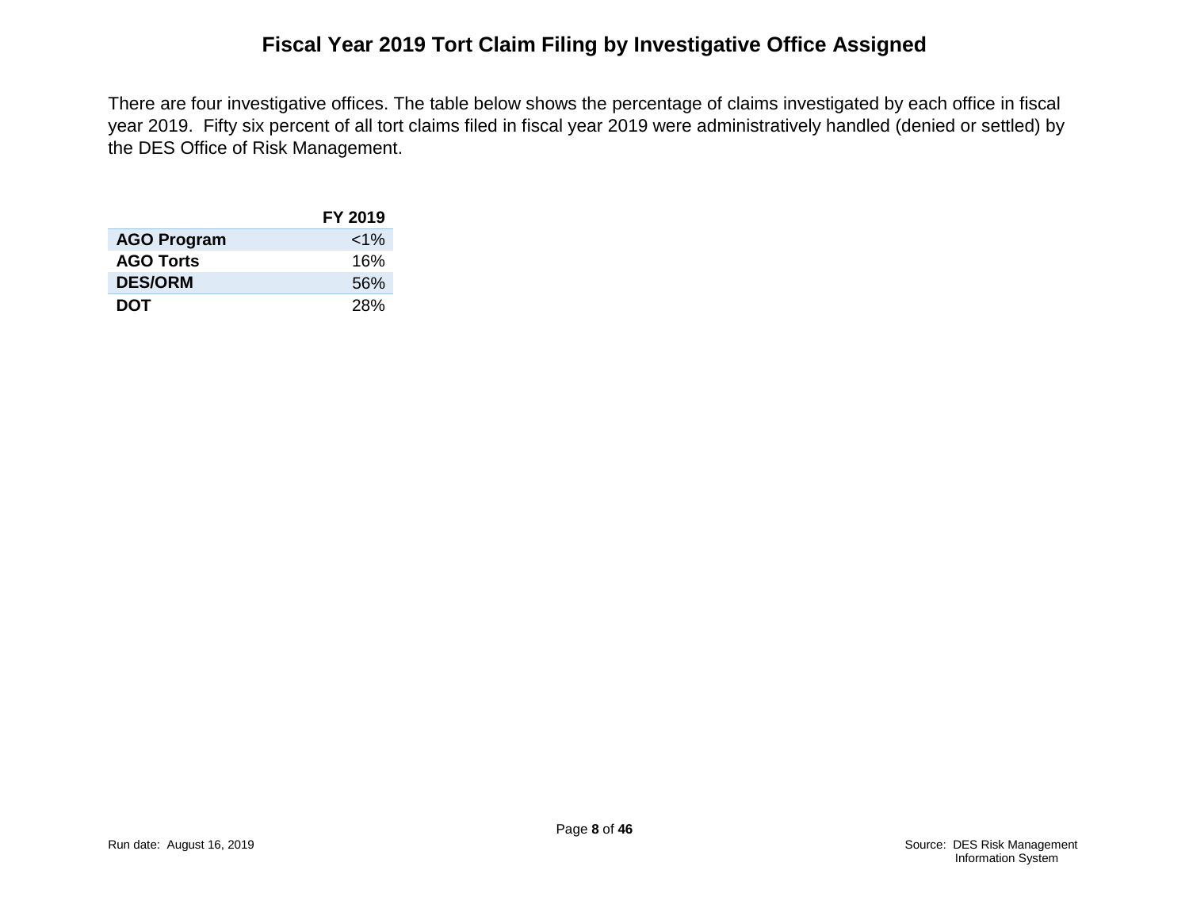# Fiscal Year 2019 Tort Claim Filing by Investigative Office Assigned

There are four investigative offices. The table below shows the percentage of claims investigated by each office in fiscal year 2019. Fifty six percent of all tort claims filed in fiscal year 2019 were administratively handled (denied or settled) by the DES Office of Risk Management.

| | FY 2019 |
|---|---|
| **AGO Program** | <1% |
| **AGO Torts** | 16% |
| **DES/ORM** | 56% |
| **DOT** | 28% |

Run date: August 16, 2019

Source: DES Risk Management Information System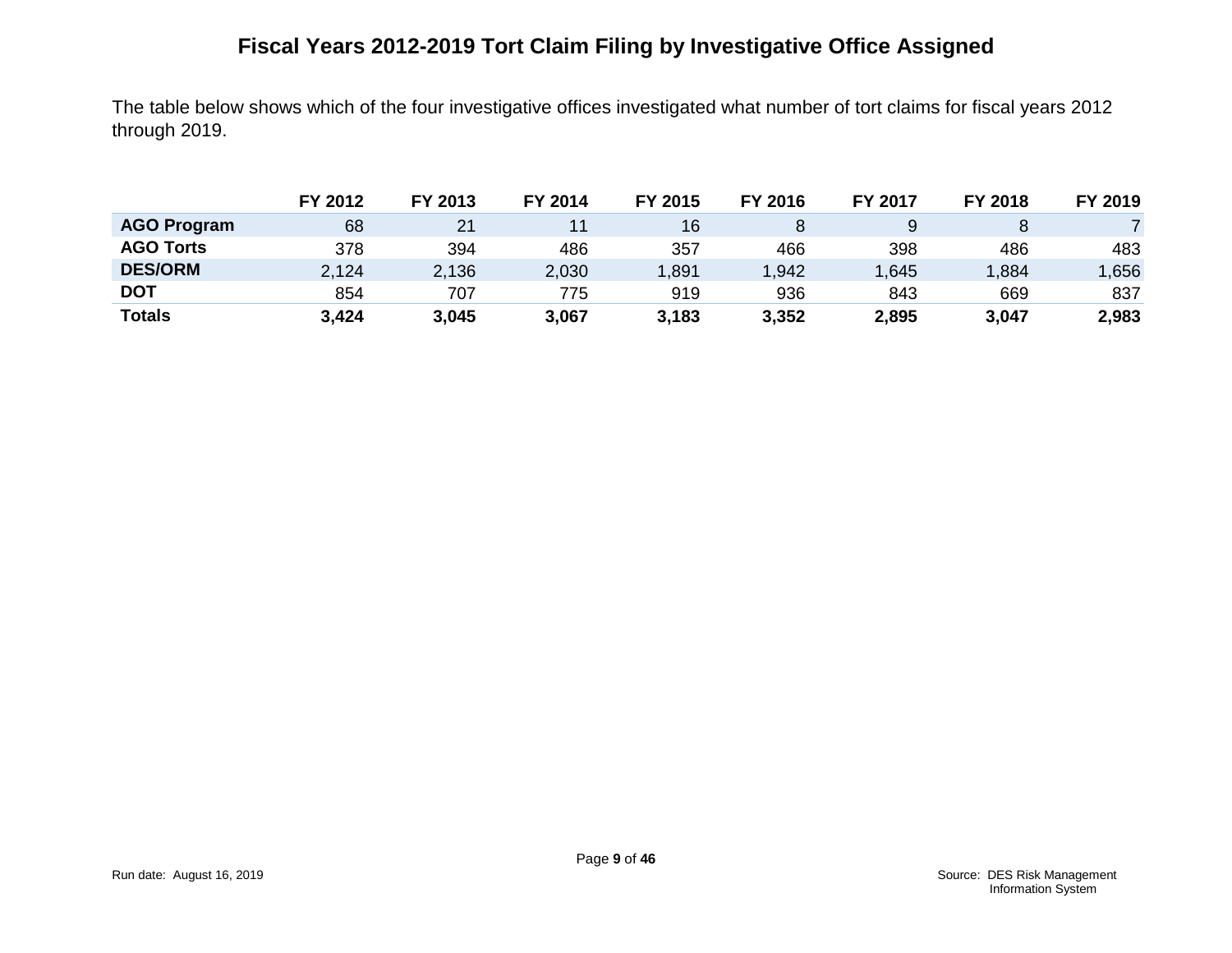# Fiscal Years 2012-2019 Tort Claim Filing by Investigative Office Assigned

The table below shows which of the four investigative offices investigated what number of tort claims for fiscal years 2012 through 2019.

| | FY 2012 | FY 2013 | FY 2014 | FY 2015 | FY 2016 | FY 2017 | FY 2018 | FY 2019 |
|---|---|---|---|---|---|---|---|---|
| **AGO Program** | 68 | 21 | 11 | 16 | 8 | 9 | 8 | 7 |
| **AGO Torts** | 378 | 394 | 486 | 357 | 466 | 398 | 486 | 483 |
| **DES/ORM** | 2,124 | 2,136 | 2,030 | 1,891 | 1,942 | 1,645 | 1,884 | 1,656 |
| **DOT** | 854 | 707 | 775 | 919 | 936 | 843 | 669 | 837 |
| **Totals** | **3,424** | **3,045** | **3,067** | **3,183** | **3,352** | **2,895** | **3,047** | **2,983** |

Run date: August 16, 2019

Source: DES Risk Management Information System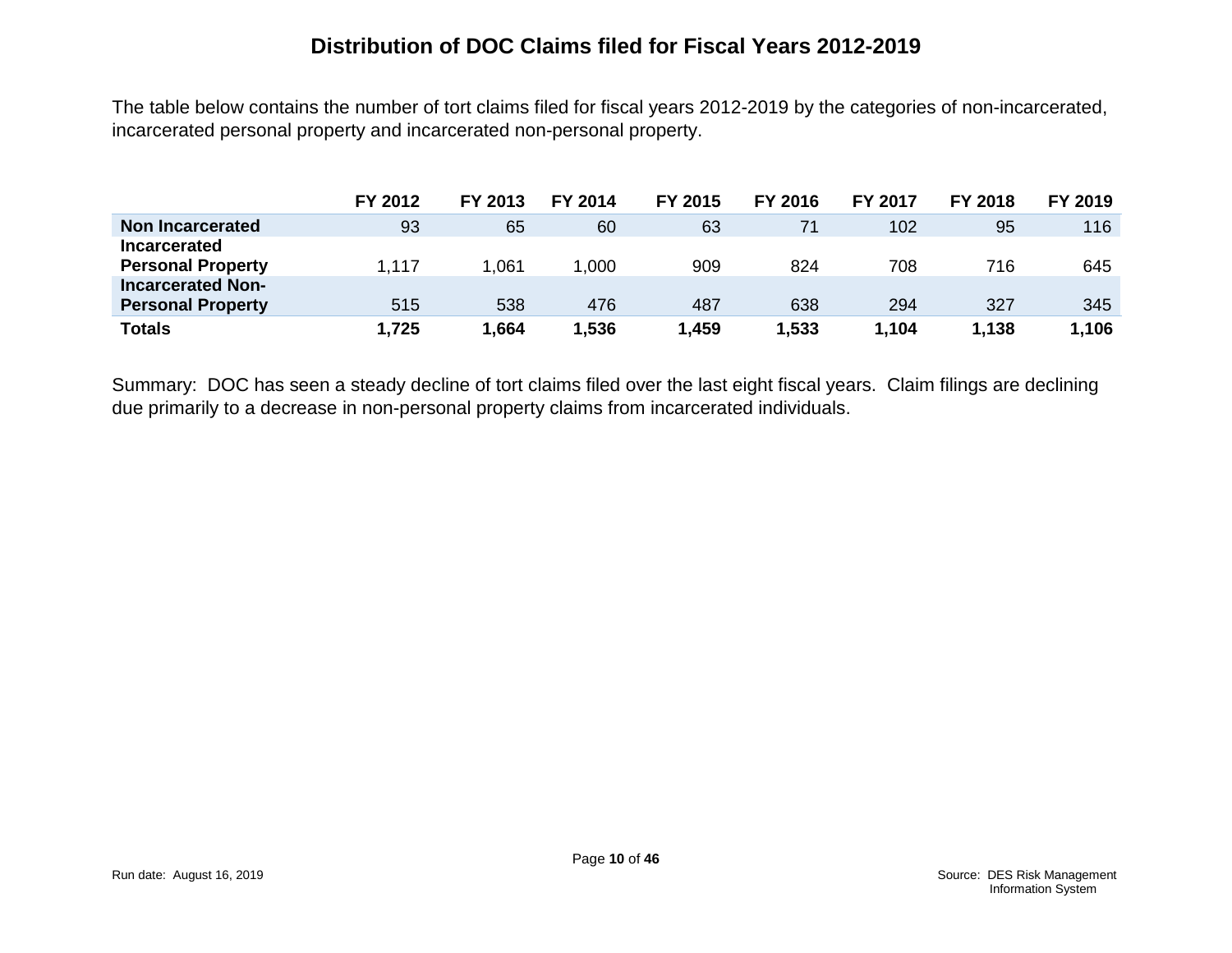# Distribution of DOC Claims filed for Fiscal Years 2012-2019

The table below contains the number of tort claims filed for fiscal years 2012-2019 by the categories of non-incarcerated, incarcerated personal property and incarcerated non-personal property.

| | FY 2012 | FY 2013 | FY 2014 | FY 2015 | FY 2016 | FY 2017 | FY 2018 | FY 2019 |
|---|---|---|---|---|---|---|---|---|
| **Non Incarcerated** | 93 | 65 | 60 | 63 | 71 | 102 | 95 | 116 |
| **Incarcerated Personal Property** | 1,117 | 1,061 | 1,000 | 909 | 824 | 708 | 716 | 645 |
| **Incarcerated Non-Personal Property** | 515 | 538 | 476 | 487 | 638 | 294 | 327 | 345 |
| **Totals** | **1,725** | **1,664** | **1,536** | **1,459** | **1,533** | **1,104** | **1,138** | **1,106** |

Summary: DOC has seen a steady decline of tort claims filed over the last eight fiscal years. Claim filings are declining due primarily to a decrease in non-personal property claims from incarcerated individuals.

Run date: August 16, 2019

Source: DES Risk Management Information System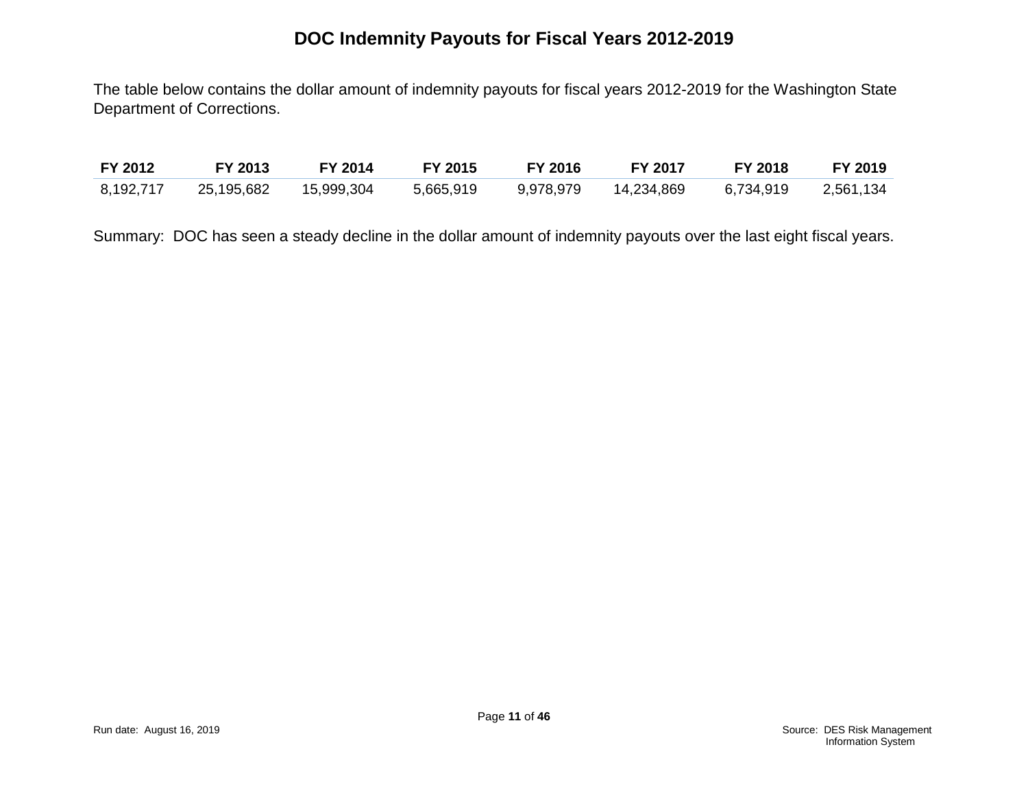# DOC Indemnity Payouts for Fiscal Years 2012-2019

The table below contains the dollar amount of indemnity payouts for fiscal years 2012-2019 for the Washington State Department of Corrections.

| FY 2012 | FY 2013 | FY 2014 | FY 2015 | FY 2016 | FY 2017 | FY 2018 | FY 2019 |
|---|---|---|---|---|---|---|---|
| 8,192,717 | 25,195,682 | 15,999,304 | 5,665,919 | 9,978,979 | 14,234,869 | 6,734,919 | 2,561,134 |

Summary: DOC has seen a steady decline in the dollar amount of indemnity payouts over the last eight fiscal years.

Run date: August 16, 2019

Source: DES Risk Management Information System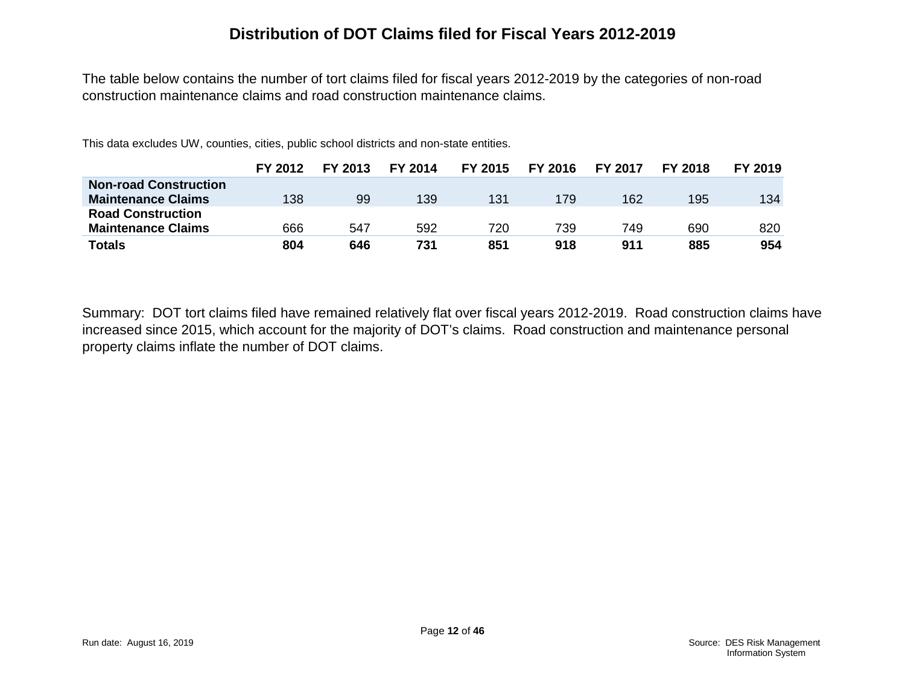# Distribution of DOT Claims filed for Fiscal Years 2012-2019

The table below contains the number of tort claims filed for fiscal years 2012-2019 by the categories of non-road construction maintenance claims and road construction maintenance claims.

This data excludes UW, counties, cities, public school districts and non-state entities.

| | FY 2012 | FY 2013 | FY 2014 | FY 2015 | FY 2016 | FY 2017 | FY 2018 | FY 2019 |
|---|---|---|---|---|---|---|---|---|
| **Non-road Construction Maintenance Claims** | 138 | 99 | 139 | 131 | 179 | 162 | 195 | 134 |
| **Road Construction Maintenance Claims** | 666 | 547 | 592 | 720 | 739 | 749 | 690 | 820 |
| **Totals** | **804** | **646** | **731** | **851** | **918** | **911** | **885** | **954** |

Summary: DOT tort claims filed have remained relatively flat over fiscal years 2012-2019. Road construction claims have increased since 2015, which account for the majority of DOT's claims. Road construction and maintenance personal property claims inflate the number of DOT claims.

Run date: August 16, 2019

Source: DES Risk Management Information System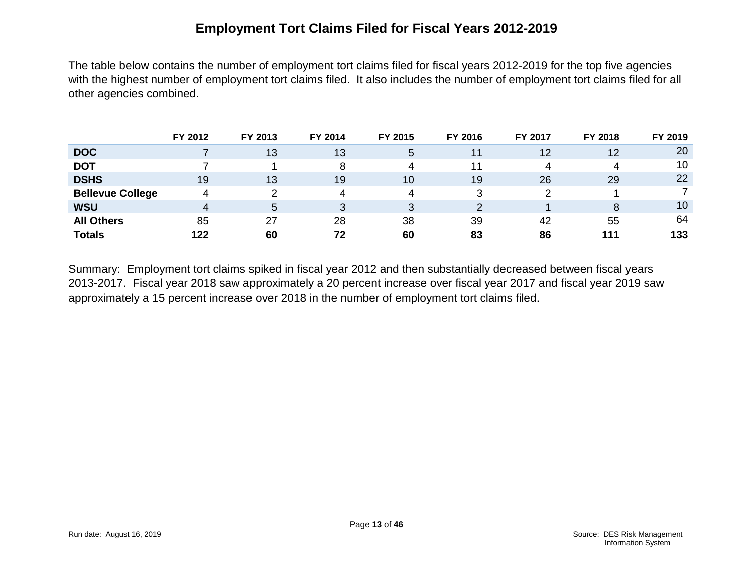# Employment Tort Claims Filed for Fiscal Years 2012-2019

The table below contains the number of employment tort claims filed for fiscal years 2012-2019 for the top five agencies with the highest number of employment tort claims filed. It also includes the number of employment tort claims filed for all other agencies combined.

| | FY 2012 | FY 2013 | FY 2014 | FY 2015 | FY 2016 | FY 2017 | FY 2018 | FY 2019 |
|---|---|---|---|---|---|---|---|---|
| **DOC** | 7 | 13 | 13 | 5 | 11 | 12 | 12 | 20 |
| **DOT** | 7 | 1 | 8 | 4 | 11 | 4 | 4 | 10 |
| **DSHS** | 19 | 13 | 19 | 10 | 19 | 26 | 29 | 22 |
| **Bellevue College** | 4 | 2 | 4 | 4 | 3 | 2 | 1 | 7 |
| **WSU** | 4 | 5 | 3 | 3 | 2 | 1 | 8 | 10 |
| **All Others** | 85 | 27 | 28 | 38 | 39 | 42 | 55 | 64 |
| **Totals** | **122** | **60** | **72** | **60** | **83** | **86** | **111** | **133** |

Summary: Employment tort claims spiked in fiscal year 2012 and then substantially decreased between fiscal years 2013-2017. Fiscal year 2018 saw approximately a 20 percent increase over fiscal year 2017 and fiscal year 2019 saw approximately a 15 percent increase over 2018 in the number of employment tort claims filed.

Run date: August 16, 2019

Source: DES Risk Management Information System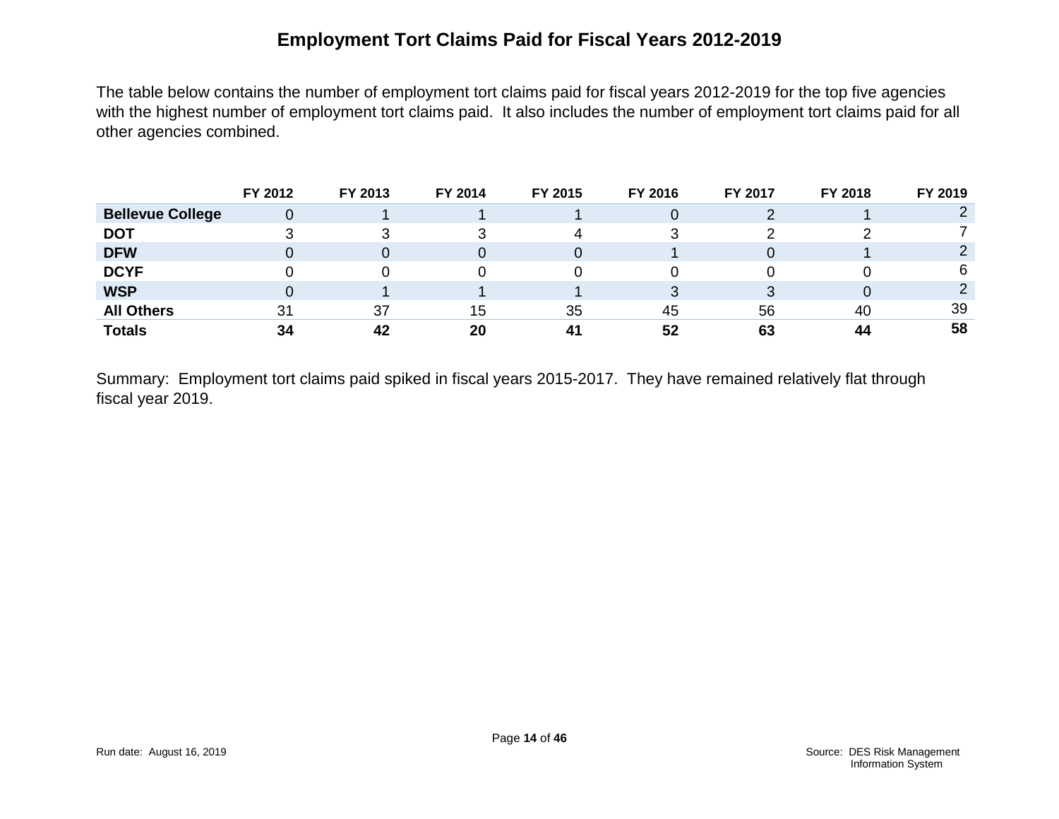# Employment Tort Claims Paid for Fiscal Years 2012-2019

The table below contains the number of employment tort claims paid for fiscal years 2012-2019 for the top five agencies with the highest number of employment tort claims paid. It also includes the number of employment tort claims paid for all other agencies combined.

| | FY 2012 | FY 2013 | FY 2014 | FY 2015 | FY 2016 | FY 2017 | FY 2018 | FY 2019 |
|---|---|---|---|---|---|---|---|---|
| **Bellevue College** | 0 | 1 | 1 | 1 | 0 | 2 | 1 | 2 |
| **DOT** | 3 | 3 | 3 | 4 | 3 | 2 | 2 | 7 |
| **DFW** | 0 | 0 | 0 | 0 | 1 | 0 | 1 | 2 |
| **DCYF** | 0 | 0 | 0 | 0 | 0 | 0 | 0 | 6 |
| **WSP** | 0 | 1 | 1 | 1 | 3 | 3 | 0 | 2 |
| **All Others** | 31 | 37 | 15 | 35 | 45 | 56 | 40 | 39 |
| **Totals** | **34** | **42** | **20** | **41** | **52** | **63** | **44** | **58** |

Summary: Employment tort claims paid spiked in fiscal years 2015-2017. They have remained relatively flat through fiscal year 2019.

Run date: August 16, 2019

Source: DES Risk Management Information System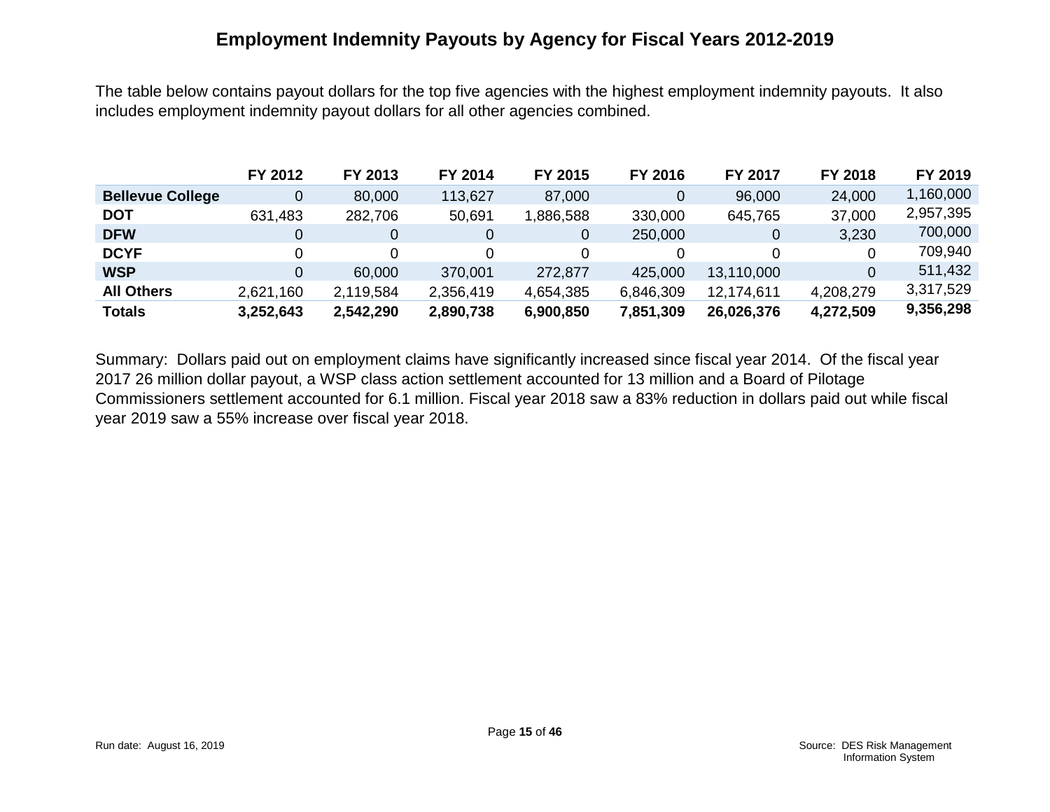# Employment Indemnity Payouts by Agency for Fiscal Years 2012-2019

The table below contains payout dollars for the top five agencies with the highest employment indemnity payouts. It also includes employment indemnity payout dollars for all other agencies combined.

| | FY 2012 | FY 2013 | FY 2014 | FY 2015 | FY 2016 | FY 2017 | FY 2018 | FY 2019 |
|---|---|---|---|---|---|---|---|---|
| **Bellevue College** | 0 | 80,000 | 113,627 | 87,000 | 0 | 96,000 | 24,000 | 1,160,000 |
| **DOT** | 631,483 | 282,706 | 50,691 | 1,886,588 | 330,000 | 645,765 | 37,000 | 2,957,395 |
| **DFW** | 0 | 0 | 0 | 0 | 250,000 | 0 | 3,230 | 700,000 |
| **DCYF** | 0 | 0 | 0 | 0 | 0 | 0 | 0 | 709,940 |
| **WSP** | 0 | 60,000 | 370,001 | 272,877 | 425,000 | 13,110,000 | 0 | 511,432 |
| **All Others** | 2,621,160 | 2,119,584 | 2,356,419 | 4,654,385 | 6,846,309 | 12,174,611 | 4,208,279 | 3,317,529 |
| **Totals** | **3,252,643** | **2,542,290** | **2,890,738** | **6,900,850** | **7,851,309** | **26,026,376** | **4,272,509** | **9,356,298** |

Summary: Dollars paid out on employment claims have significantly increased since fiscal year 2014. Of the fiscal year 2017 26 million dollar payout, a WSP class action settlement accounted for 13 million and a Board of Pilotage Commissioners settlement accounted for 6.1 million. Fiscal year 2018 saw a 83% reduction in dollars paid out while fiscal year 2019 saw a 55% increase over fiscal year 2018.

Run date: August 16, 2019

Source: DES Risk Management Information System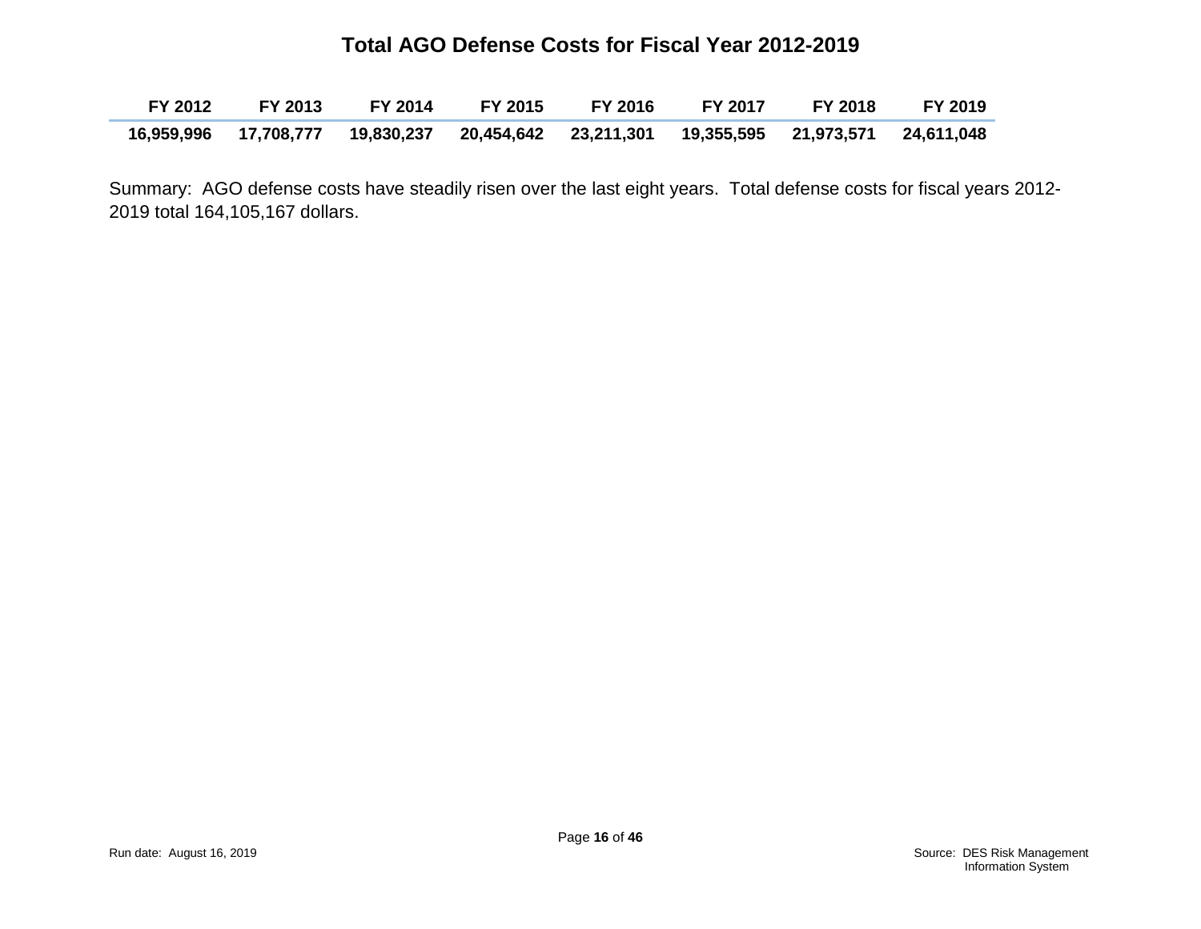# Total AGO Defense Costs for Fiscal Year 2012-2019

| FY 2012 | FY 2013 | FY 2014 | FY 2015 | FY 2016 | FY 2017 | FY 2018 | FY 2019 |
|---|---|---|---|---|---|---|---|
| 16,959,996 | 17,708,777 | 19,830,237 | 20,454,642 | 23,211,301 | 19,355,595 | 21,973,571 | 24,611,048 |

Summary: AGO defense costs have steadily risen over the last eight years. Total defense costs for fiscal years 2012-2019 total 164,105,167 dollars.

Run date: August 16, 2019

Source: DES Risk Management Information System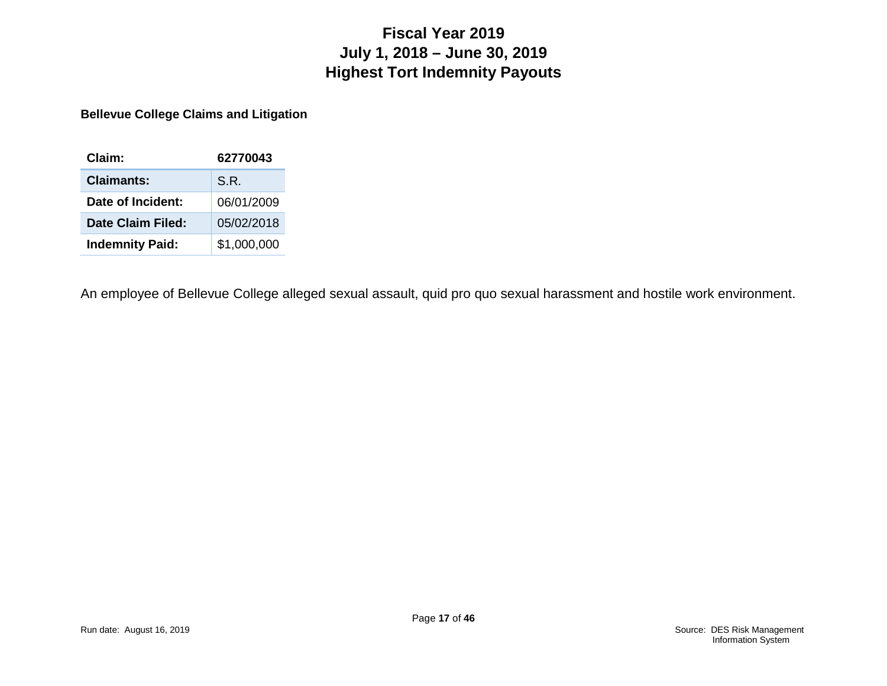# Fiscal Year 2019
# July 1, 2018 – June 30, 2019
# Highest Tort Indemnity Payouts

**Bellevue College Claims and Litigation**

| Claim: | 62770043 |
|---|---|
| **Claimants:** | S.R. |
| **Date of Incident:** | 06/01/2009 |
| **Date Claim Filed:** | 05/02/2018 |
| **Indemnity Paid:** | $1,000,000 |

An employee of Bellevue College alleged sexual assault, quid pro quo sexual harassment and hostile work environment.

Run date: August 16, 2019

Source: DES Risk Management Information System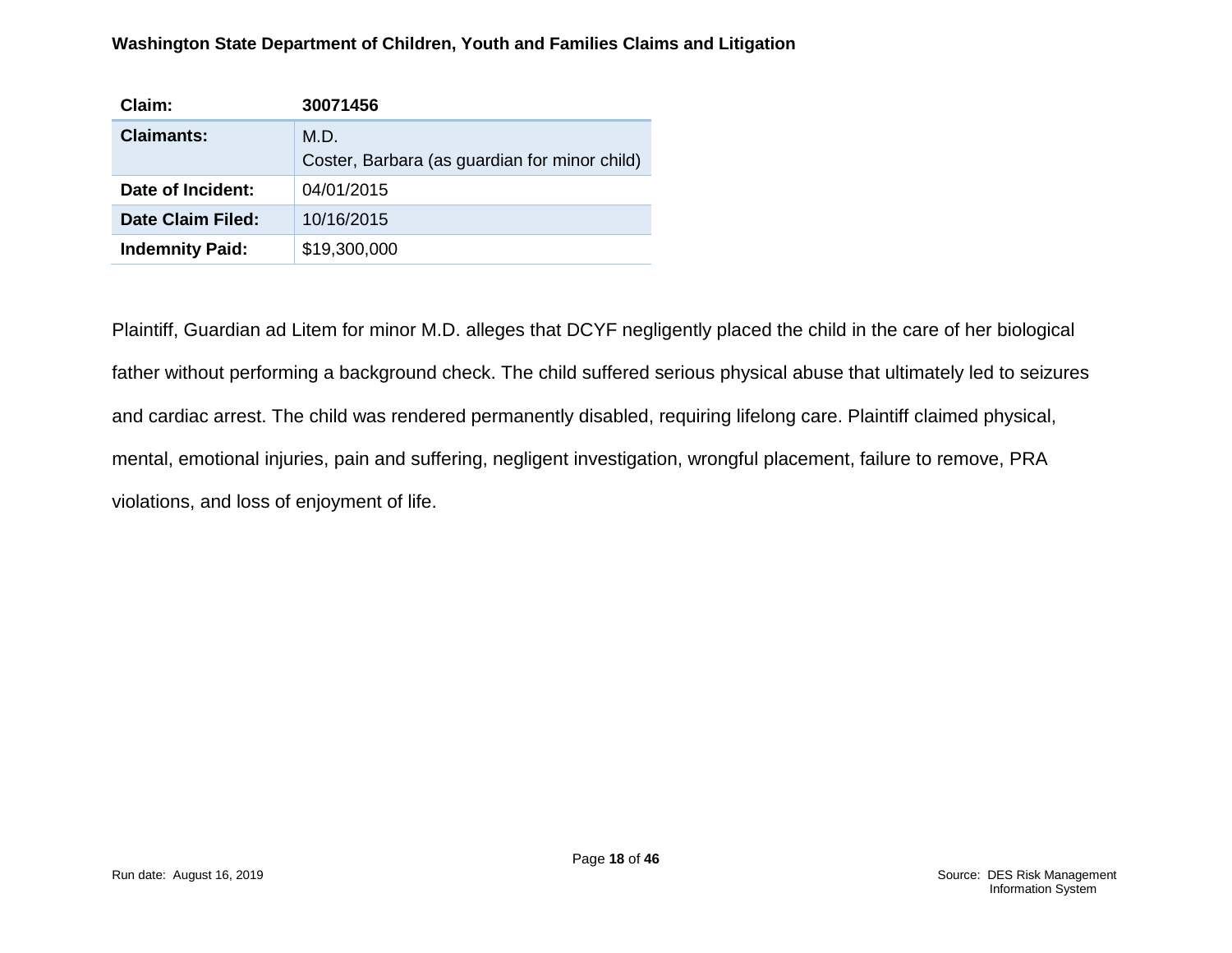| Claim: | 30071456 |
| --- | --- |
| Claimants: | M.D.<br>Coster, Barbara (as guardian for minor child) |
| Date of Incident: | 04/01/2015 |
| Date Claim Filed: | 10/16/2015 |
| Indemnity Paid: | $19,300,000 |

Plaintiff, Guardian ad Litem for minor M.D. alleges that DCYF negligently placed the child in the care of her biological father without performing a background check. The child suffered serious physical abuse that ultimately led to seizures and cardiac arrest. The child was rendered permanently disabled, requiring lifelong care. Plaintiff claimed physical, mental, emotional injuries, pain and suffering, negligent investigation, wrongful placement, failure to remove, PRA violations, and loss of enjoyment of life.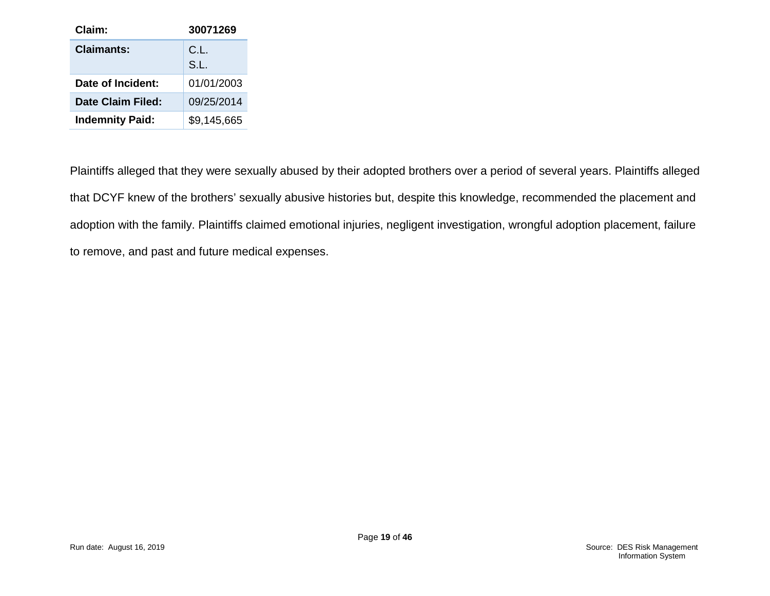| Claim: | 30071269 |
| --- | --- |
| **Claimants:** | C.L.<br>S.L. |
| **Date of Incident:** | 01/01/2003 |
| **Date Claim Filed:** | 09/25/2014 |
| **Indemnity Paid:** | $9,145,665 |

Plaintiffs alleged that they were sexually abused by their adopted brothers over a period of several years. Plaintiffs alleged that DCYF knew of the brothers' sexually abusive histories but, despite this knowledge, recommended the placement and adoption with the family. Plaintiffs claimed emotional injuries, negligent investigation, wrongful adoption placement, failure to remove, and past and future medical expenses.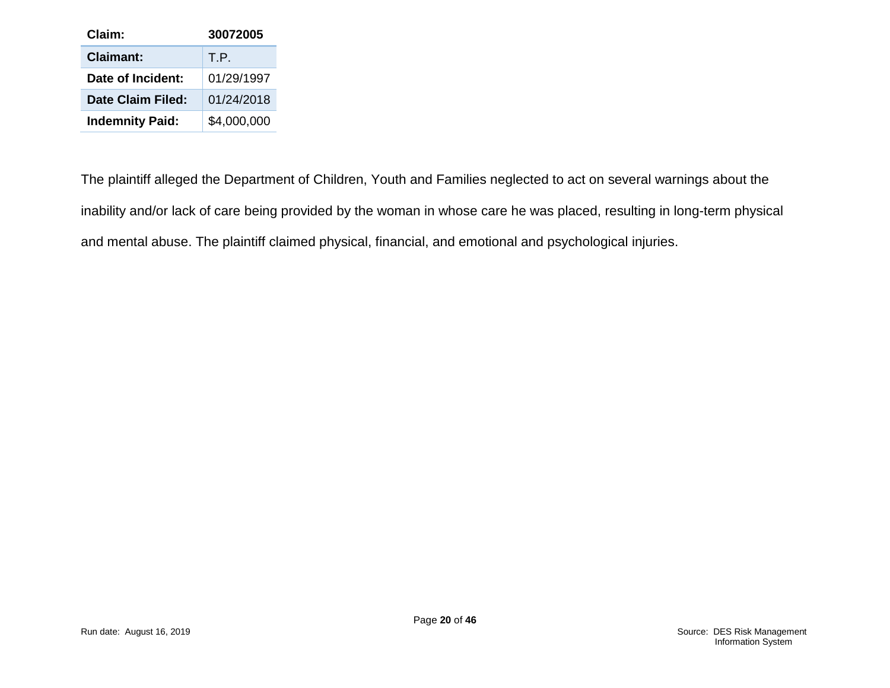| Claim: | 30072005 |
| --- | --- |
| Claimant: | T.P. |
| Date of Incident: | 01/29/1997 |
| Date Claim Filed: | 01/24/2018 |
| Indemnity Paid: | $4,000,000 |

The plaintiff alleged the Department of Children, Youth and Families neglected to act on several warnings about the inability and/or lack of care being provided by the woman in whose care he was placed, resulting in long-term physical and mental abuse. The plaintiff claimed physical, financial, and emotional and psychological injuries.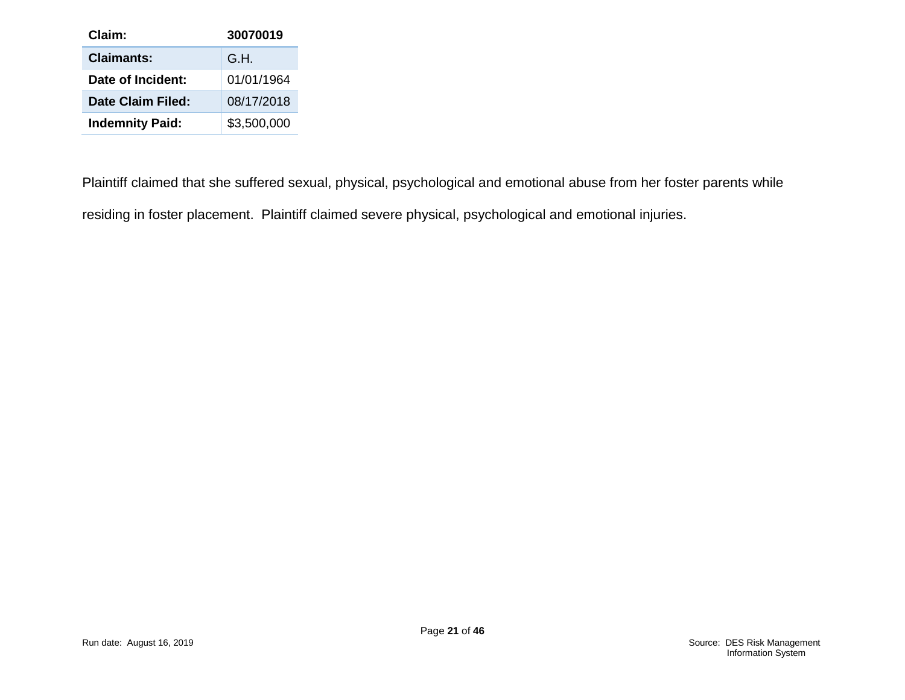| Claim: | 30070019 |
|---|---|
| Claimants: | G.H. |
| Date of Incident: | 01/01/1964 |
| Date Claim Filed: | 08/17/2018 |
| Indemnity Paid: | $3,500,000 |

Plaintiff claimed that she suffered sexual, physical, psychological and emotional abuse from her foster parents while residing in foster placement. Plaintiff claimed severe physical, psychological and emotional injuries.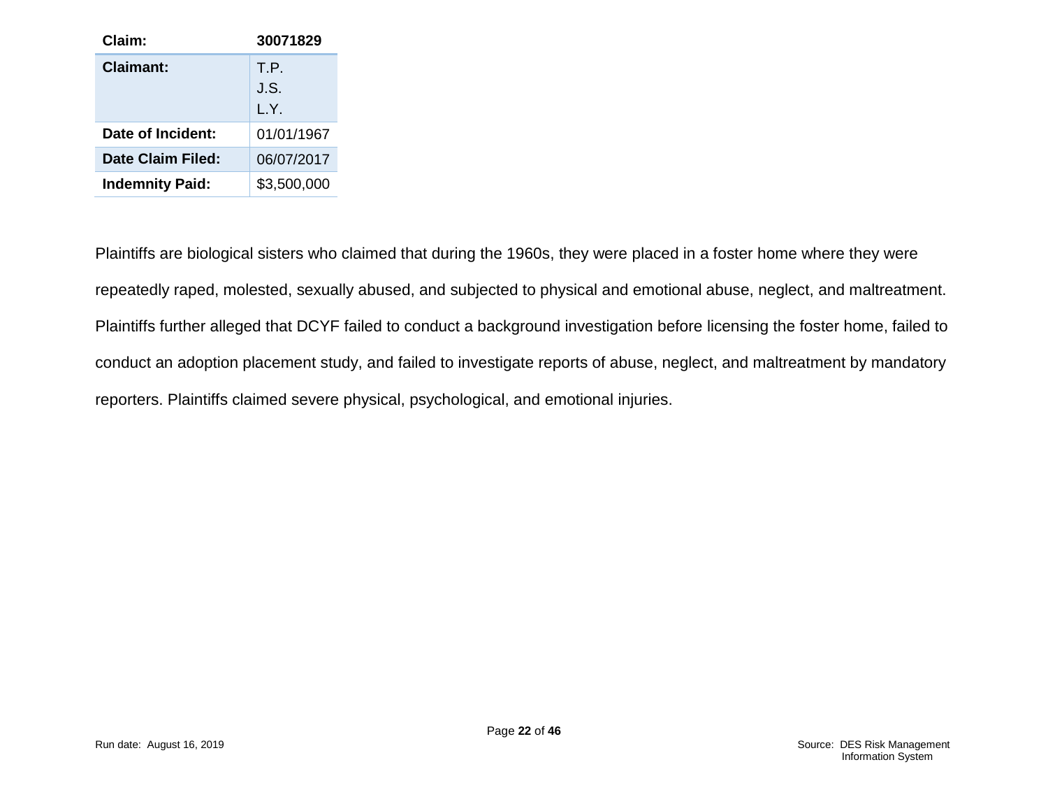| Claim: | 30071829 |
|---|---|
| **Claimant:** | T.P.<br>J.S.<br>L.Y. |
| **Date of Incident:** | 01/01/1967 |
| **Date Claim Filed:** | 06/07/2017 |
| **Indemnity Paid:** | $3,500,000 |

Plaintiffs are biological sisters who claimed that during the 1960s, they were placed in a foster home where they were repeatedly raped, molested, sexually abused, and subjected to physical and emotional abuse, neglect, and maltreatment. Plaintiffs further alleged that DCYF failed to conduct a background investigation before licensing the foster home, failed to conduct an adoption placement study, and failed to investigate reports of abuse, neglect, and maltreatment by mandatory reporters. Plaintiffs claimed severe physical, psychological, and emotional injuries.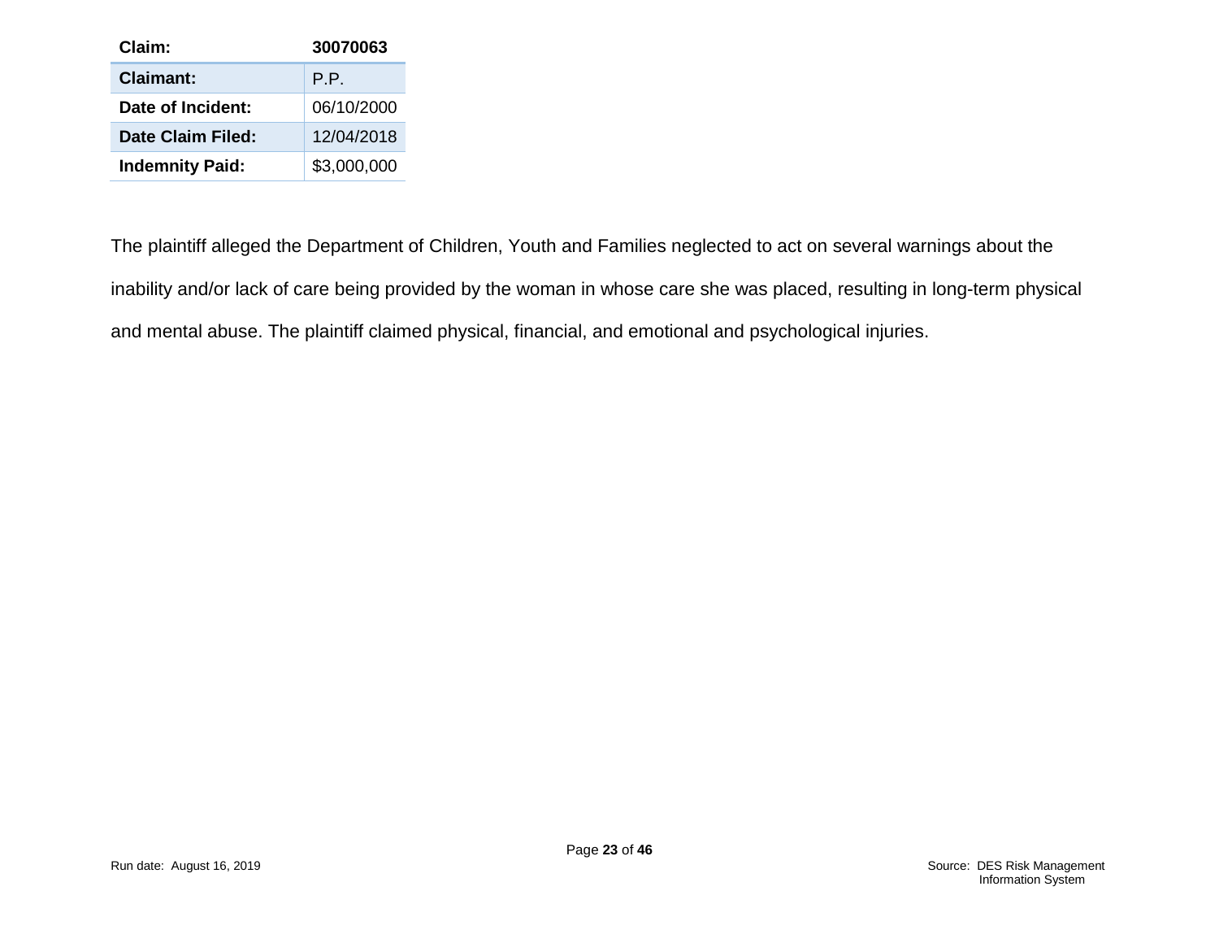| Claim: | 30070063 |
|---|---|
| **Claimant:** | P.P. |
| **Date of Incident:** | 06/10/2000 |
| **Date Claim Filed:** | 12/04/2018 |
| **Indemnity Paid:** | $3,000,000 |

The plaintiff alleged the Department of Children, Youth and Families neglected to act on several warnings about the inability and/or lack of care being provided by the woman in whose care she was placed, resulting in long-term physical and mental abuse. The plaintiff claimed physical, financial, and emotional and psychological injuries.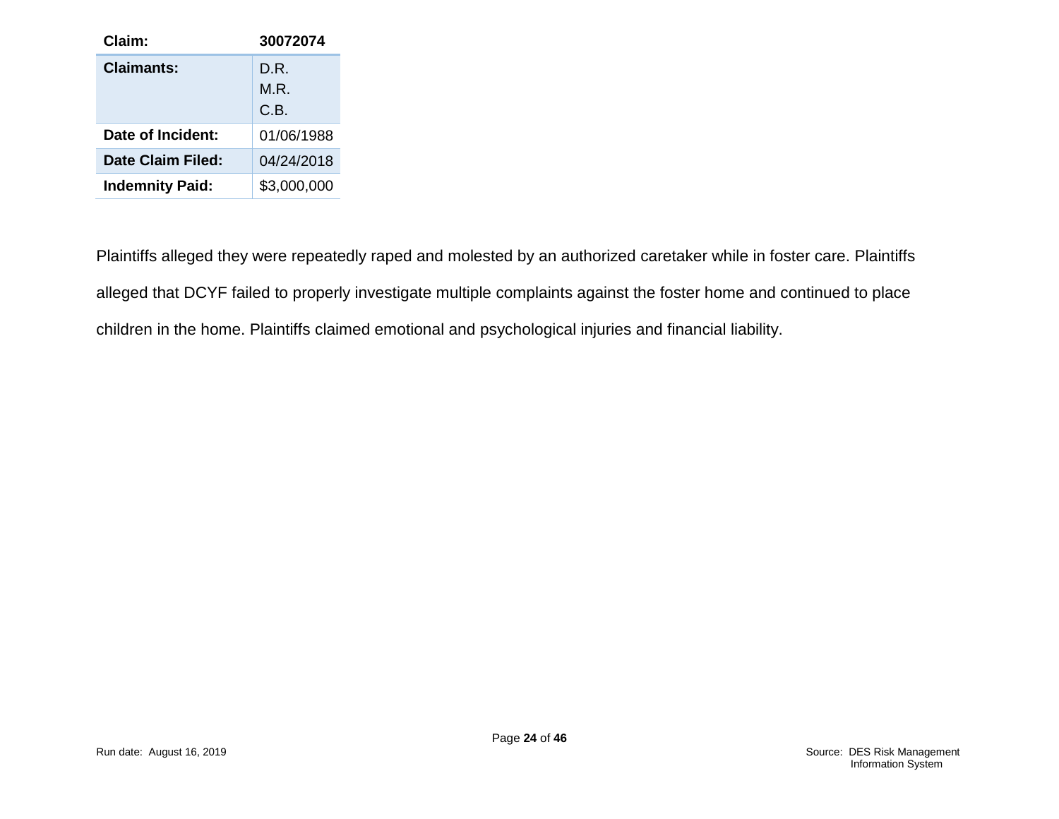| Claim: | 30072074 |
| --- | --- |
| Claimants: | D.R.<br>M.R.<br>C.B. |
| Date of Incident: | 01/06/1988 |
| Date Claim Filed: | 04/24/2018 |
| Indemnity Paid: | $3,000,000 |

Plaintiffs alleged they were repeatedly raped and molested by an authorized caretaker while in foster care. Plaintiffs alleged that DCYF failed to properly investigate multiple complaints against the foster home and continued to place children in the home. Plaintiffs claimed emotional and psychological injuries and financial liability.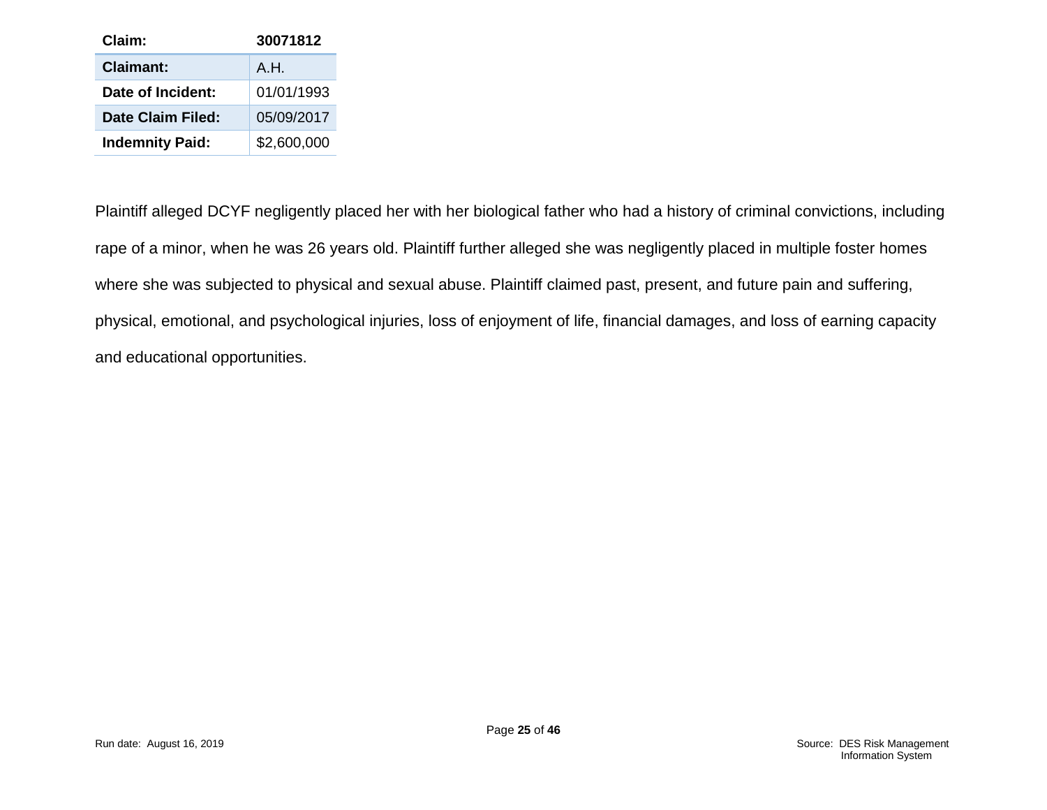| Claim: | 30071812 |
|---|---|
| **Claimant:** | A.H. |
| **Date of Incident:** | 01/01/1993 |
| **Date Claim Filed:** | 05/09/2017 |
| **Indemnity Paid:** | $2,600,000 |

Plaintiff alleged DCYF negligently placed her with her biological father who had a history of criminal convictions, including rape of a minor, when he was 26 years old. Plaintiff further alleged she was negligently placed in multiple foster homes where she was subjected to physical and sexual abuse. Plaintiff claimed past, present, and future pain and suffering, physical, emotional, and psychological injuries, loss of enjoyment of life, financial damages, and loss of earning capacity and educational opportunities.

Run date: August 16, 2019

Source: DES Risk Management Information System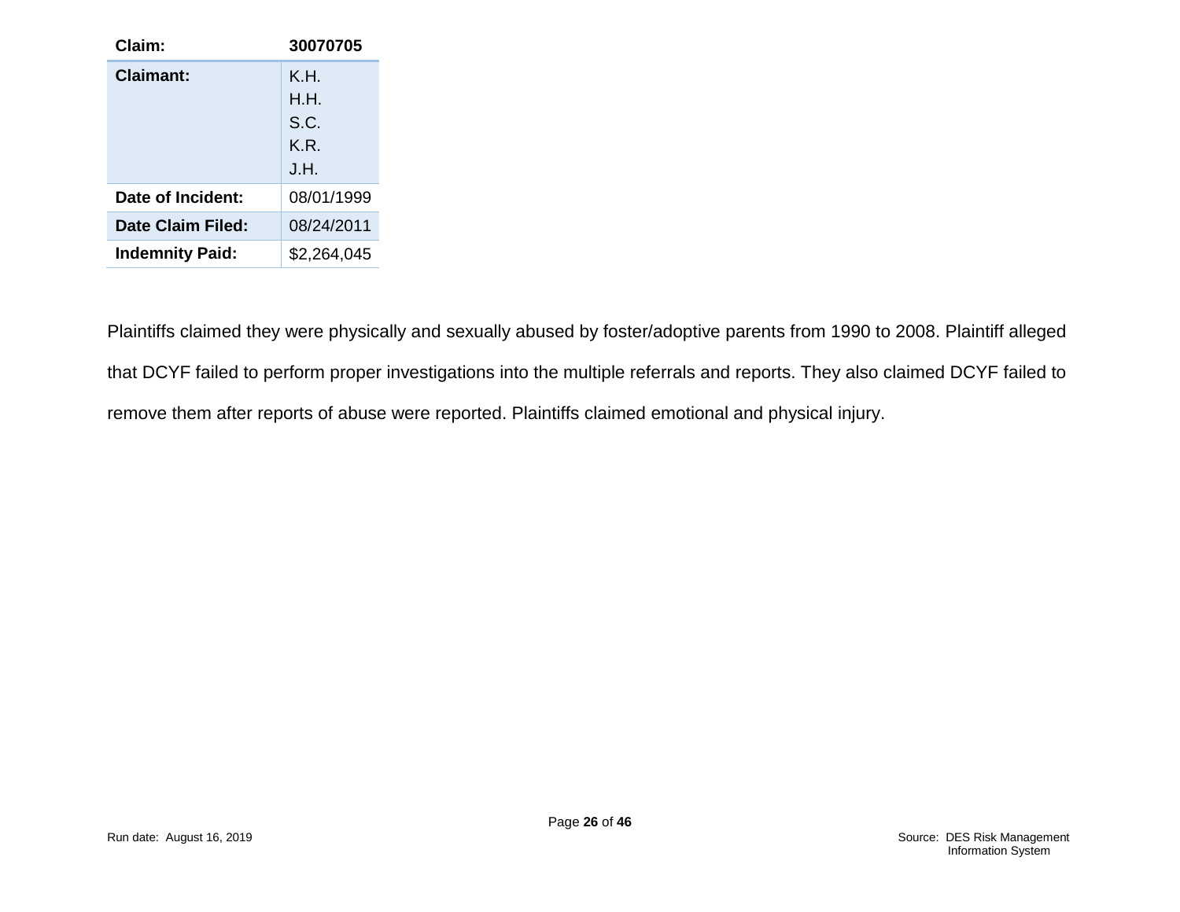| Claim: | 30070705 |
| --- | --- |
| Claimant: | K.H.<br>H.H.<br>S.C.<br>K.R.<br>J.H. |
| Date of Incident: | 08/01/1999 |
| Date Claim Filed: | 08/24/2011 |
| Indemnity Paid: | $2,264,045 |

Plaintiffs claimed they were physically and sexually abused by foster/adoptive parents from 1990 to 2008. Plaintiff alleged that DCYF failed to perform proper investigations into the multiple referrals and reports. They also claimed DCYF failed to remove them after reports of abuse were reported. Plaintiffs claimed emotional and physical injury.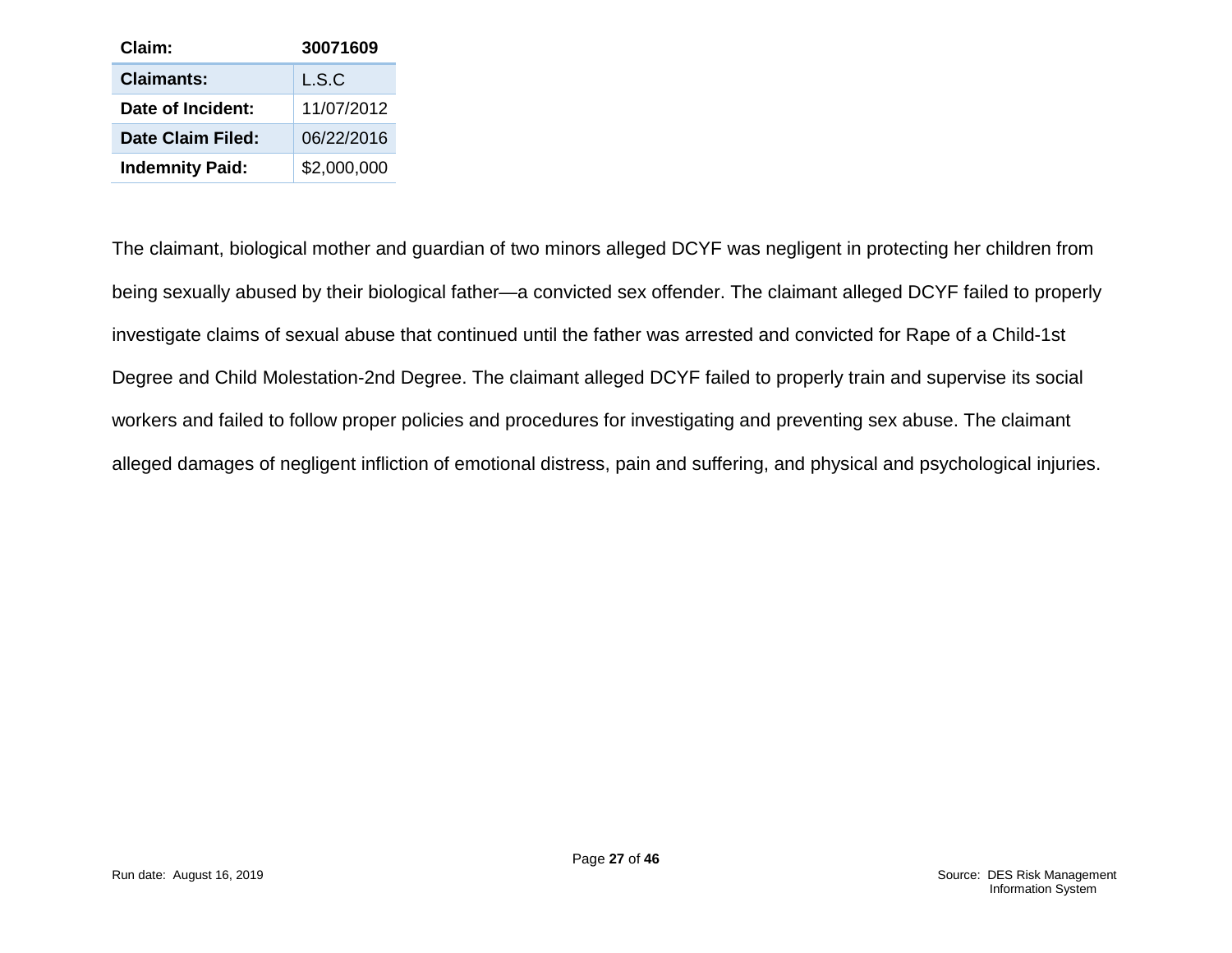| Claim: | 30071609 |
| --- | --- |
| Claimants: | L.S.C |
| Date of Incident: | 11/07/2012 |
| Date Claim Filed: | 06/22/2016 |
| Indemnity Paid: | $2,000,000 |

The claimant, biological mother and guardian of two minors alleged DCYF was negligent in protecting her children from being sexually abused by their biological father—a convicted sex offender. The claimant alleged DCYF failed to properly investigate claims of sexual abuse that continued until the father was arrested and convicted for Rape of a Child-1st Degree and Child Molestation-2nd Degree. The claimant alleged DCYF failed to properly train and supervise its social workers and failed to follow proper policies and procedures for investigating and preventing sex abuse. The claimant alleged damages of negligent infliction of emotional distress, pain and suffering, and physical and psychological injuries.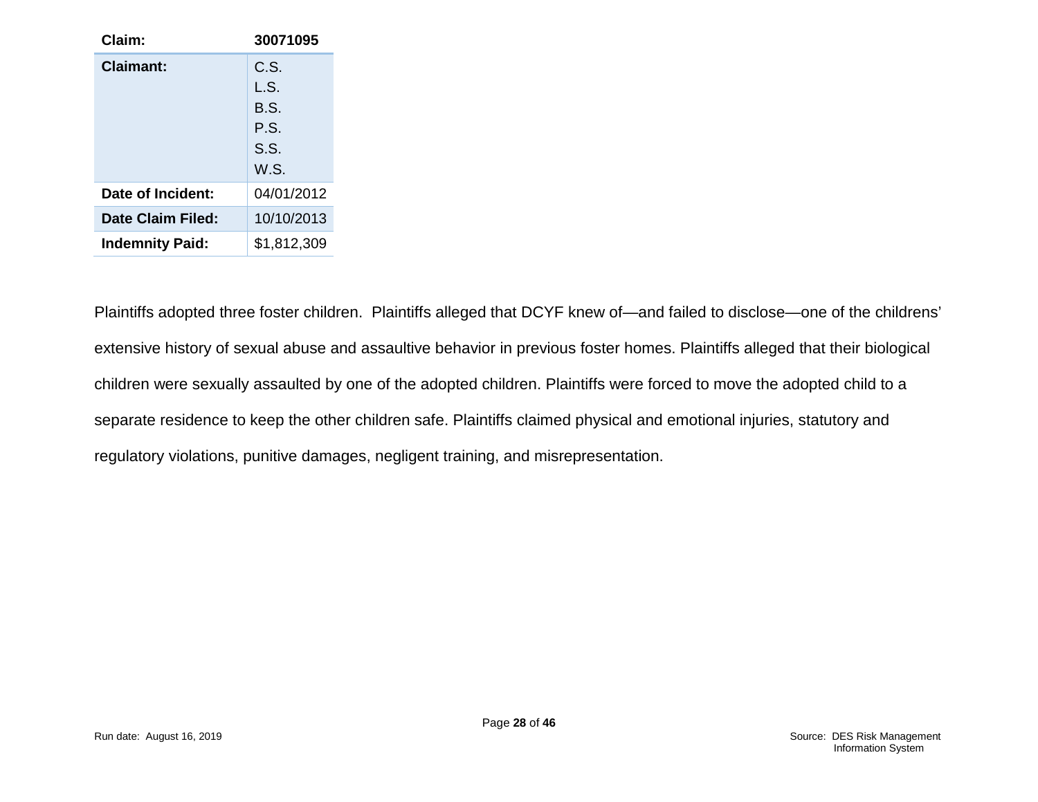| Claim: | 30071095 |
|---|---|
| **Claimant:** | C.S.<br>L.S.<br>B.S.<br>P.S.<br>S.S.<br>W.S. |
| **Date of Incident:** | 04/01/2012 |
| **Date Claim Filed:** | 10/10/2013 |
| **Indemnity Paid:** | $1,812,309 |

Plaintiffs adopted three foster children. Plaintiffs alleged that DCYF knew of—and failed to disclose—one of the childrens' extensive history of sexual abuse and assaultive behavior in previous foster homes. Plaintiffs alleged that their biological children were sexually assaulted by one of the adopted children. Plaintiffs were forced to move the adopted child to a separate residence to keep the other children safe. Plaintiffs claimed physical and emotional injuries, statutory and regulatory violations, punitive damages, negligent training, and misrepresentation.

Run date: August 16, 2019

Source: DES Risk Management Information System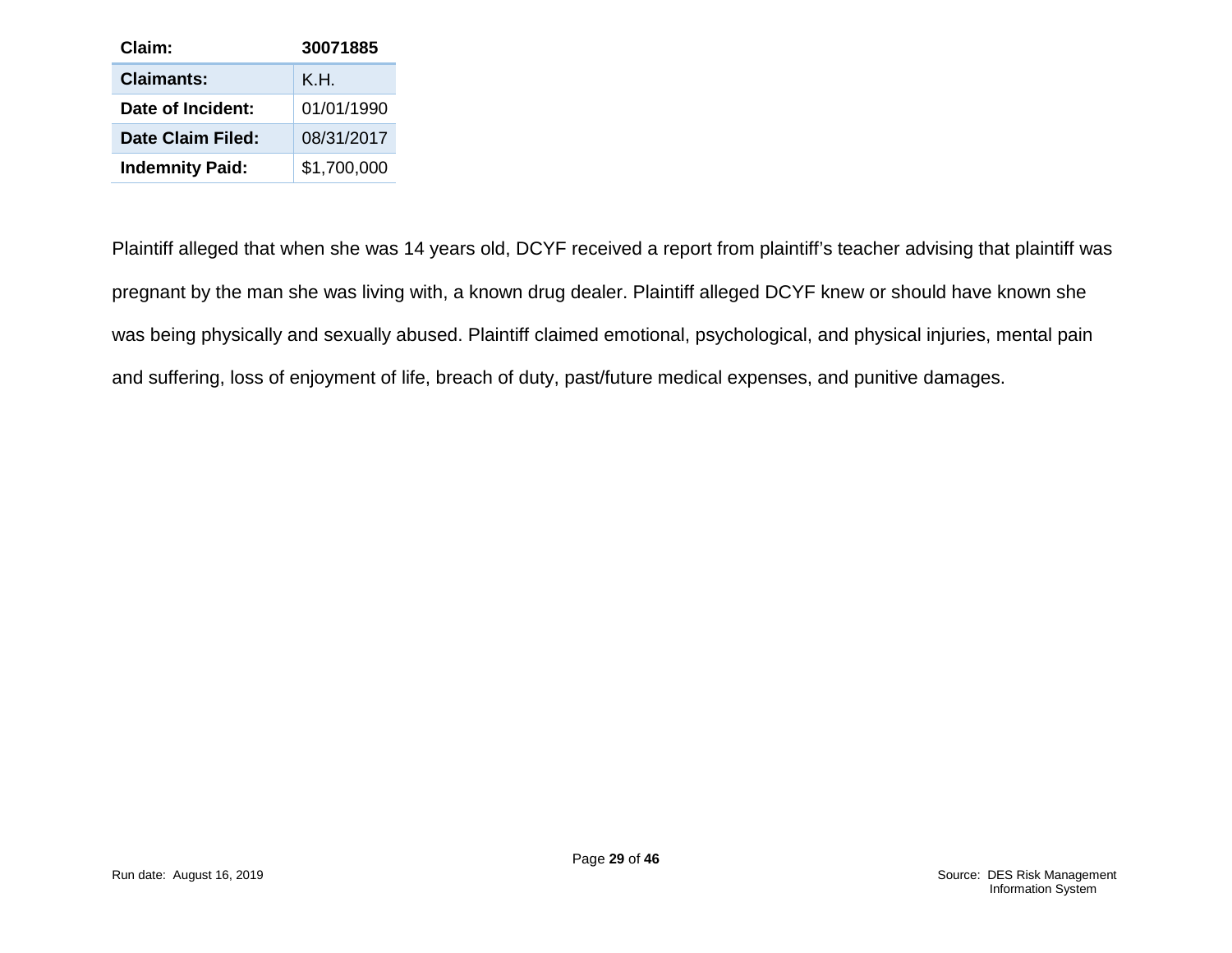| Claim: | 30071885 |
|---|---|
| **Claimants:** | K.H. |
| **Date of Incident:** | 01/01/1990 |
| **Date Claim Filed:** | 08/31/2017 |
| **Indemnity Paid:** | $1,700,000 |

Plaintiff alleged that when she was 14 years old, DCYF received a report from plaintiff's teacher advising that plaintiff was pregnant by the man she was living with, a known drug dealer. Plaintiff alleged DCYF knew or should have known she was being physically and sexually abused. Plaintiff claimed emotional, psychological, and physical injuries, mental pain and suffering, loss of enjoyment of life, breach of duty, past/future medical expenses, and punitive damages.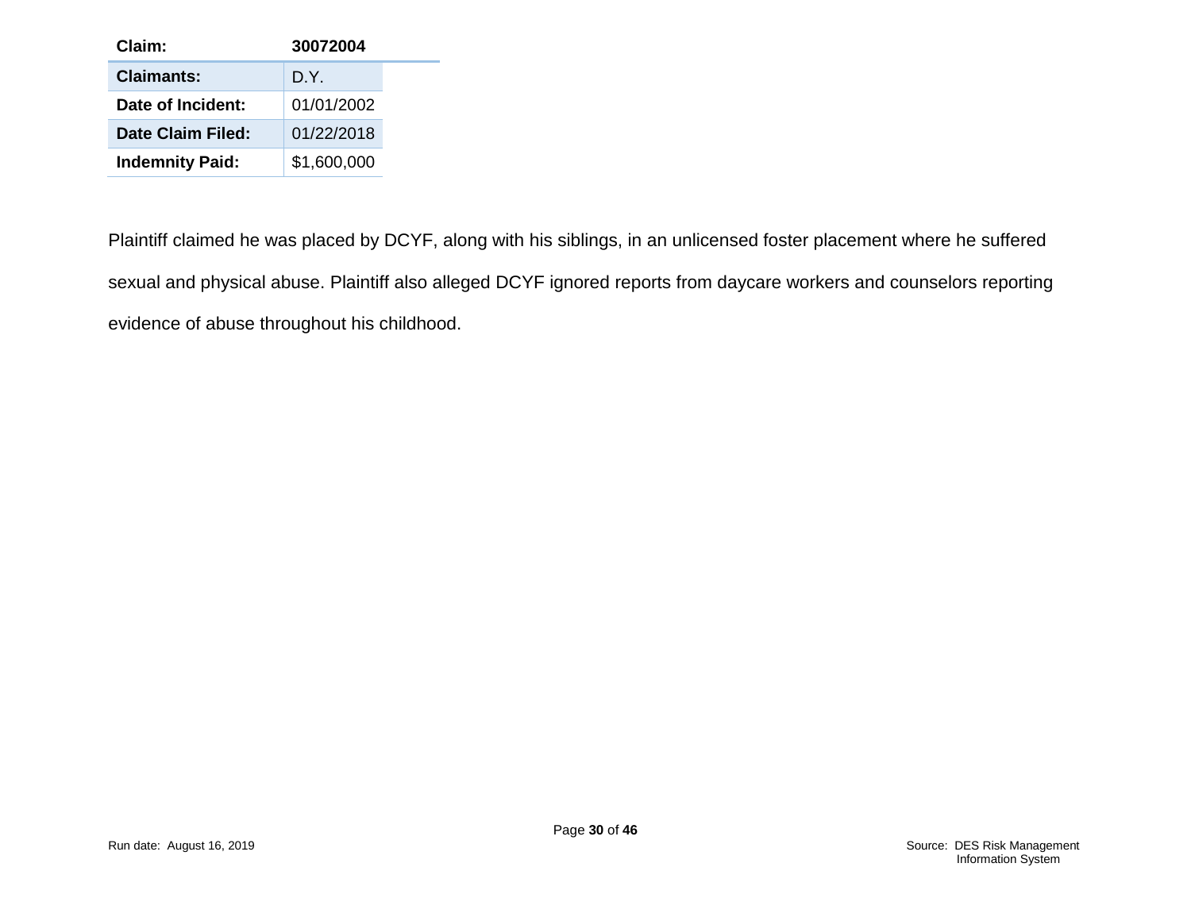| Claim: | 30072004 |
| --- | --- |
| Claimants: | D.Y. |
| Date of Incident: | 01/01/2002 |
| Date Claim Filed: | 01/22/2018 |
| Indemnity Paid: | $1,600,000 |

Plaintiff claimed he was placed by DCYF, along with his siblings, in an unlicensed foster placement where he suffered sexual and physical abuse. Plaintiff also alleged DCYF ignored reports from daycare workers and counselors reporting evidence of abuse throughout his childhood.

Run date: August 16, 2019

Source: DES Risk Management Information System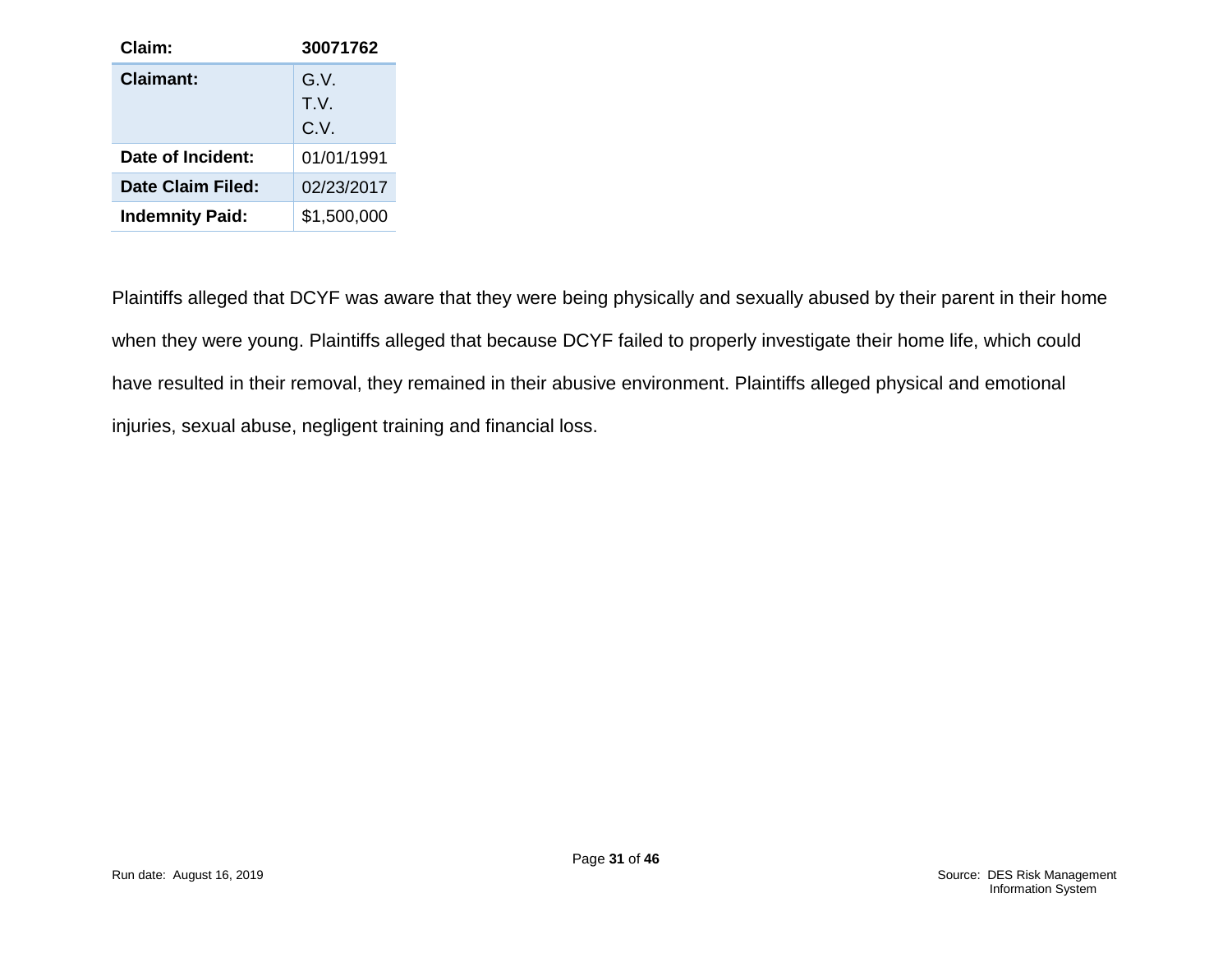| Claim: | 30071762 |
| --- | --- |
| Claimant: | G.V.<br>T.V.<br>C.V. |
| Date of Incident: | 01/01/1991 |
| Date Claim Filed: | 02/23/2017 |
| Indemnity Paid: | $1,500,000 |

Plaintiffs alleged that DCYF was aware that they were being physically and sexually abused by their parent in their home when they were young. Plaintiffs alleged that because DCYF failed to properly investigate their home life, which could have resulted in their removal, they remained in their abusive environment. Plaintiffs alleged physical and emotional injuries, sexual abuse, negligent training and financial loss.

Run date: August 16, 2019

Source: DES Risk Management Information System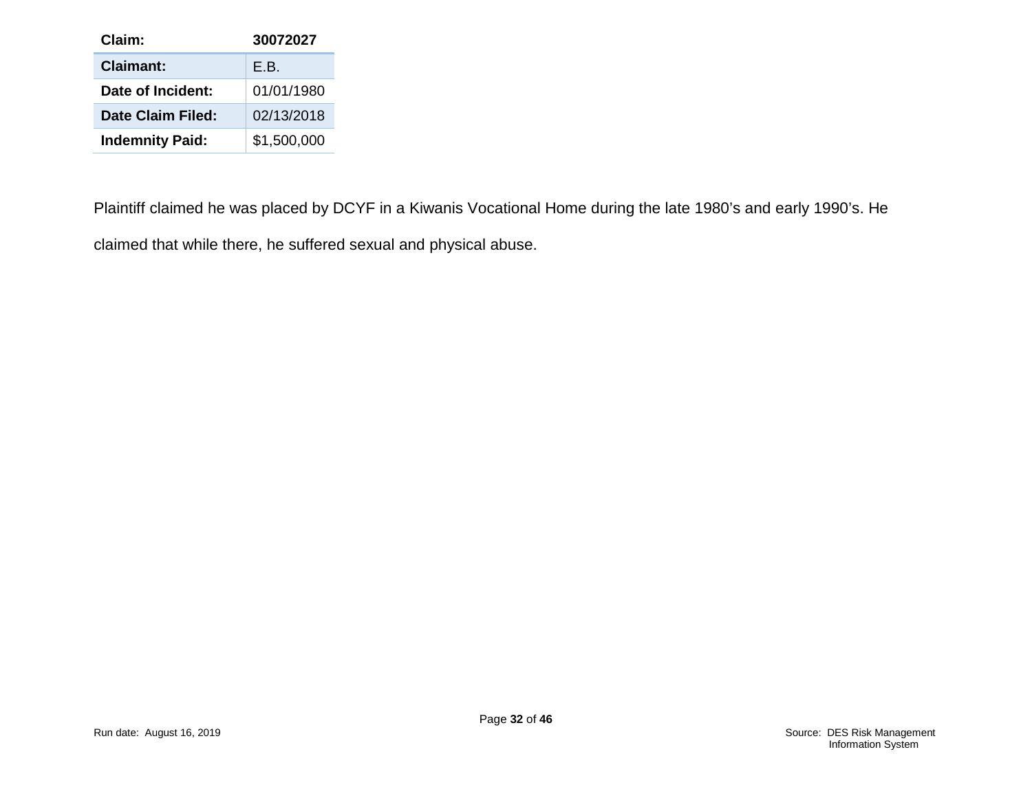| Claim: | 30072027 |
| --- | --- |
| Claimant: | E.B. |
| Date of Incident: | 01/01/1980 |
| Date Claim Filed: | 02/13/2018 |
| Indemnity Paid: | $1,500,000 |

Plaintiff claimed he was placed by DCYF in a Kiwanis Vocational Home during the late 1980's and early 1990's. He claimed that while there, he suffered sexual and physical abuse.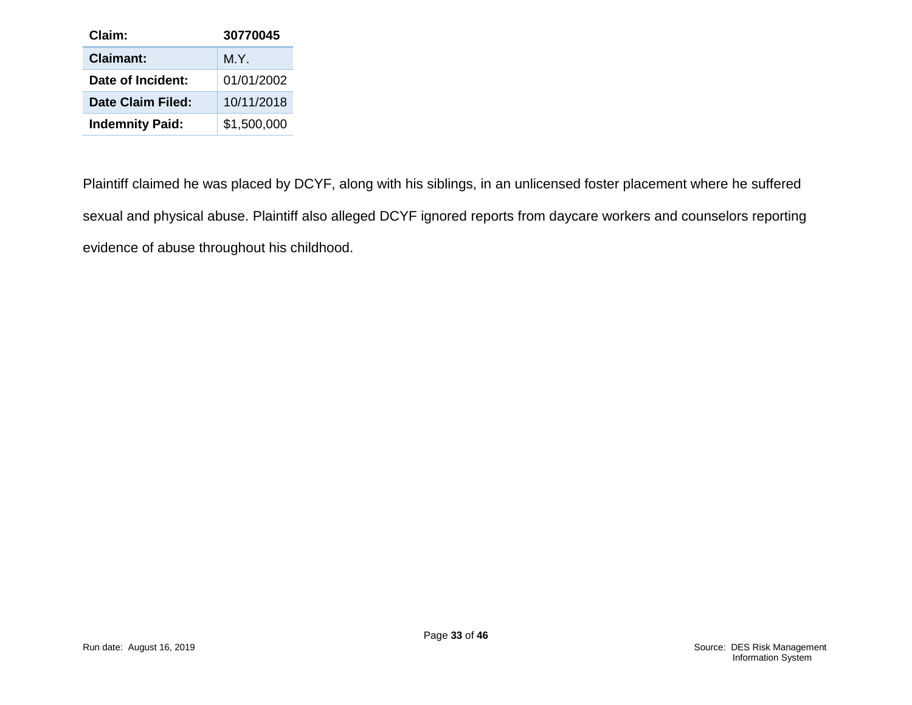| Claim: | 30770045 |
| --- | --- |
| **Claimant:** | M.Y. |
| **Date of Incident:** | 01/01/2002 |
| **Date Claim Filed:** | 10/11/2018 |
| **Indemnity Paid:** | $1,500,000 |

Plaintiff claimed he was placed by DCYF, along with his siblings, in an unlicensed foster placement where he suffered sexual and physical abuse. Plaintiff also alleged DCYF ignored reports from daycare workers and counselors reporting evidence of abuse throughout his childhood.

Run date: August 16, 2019

Source: DES Risk Management Information System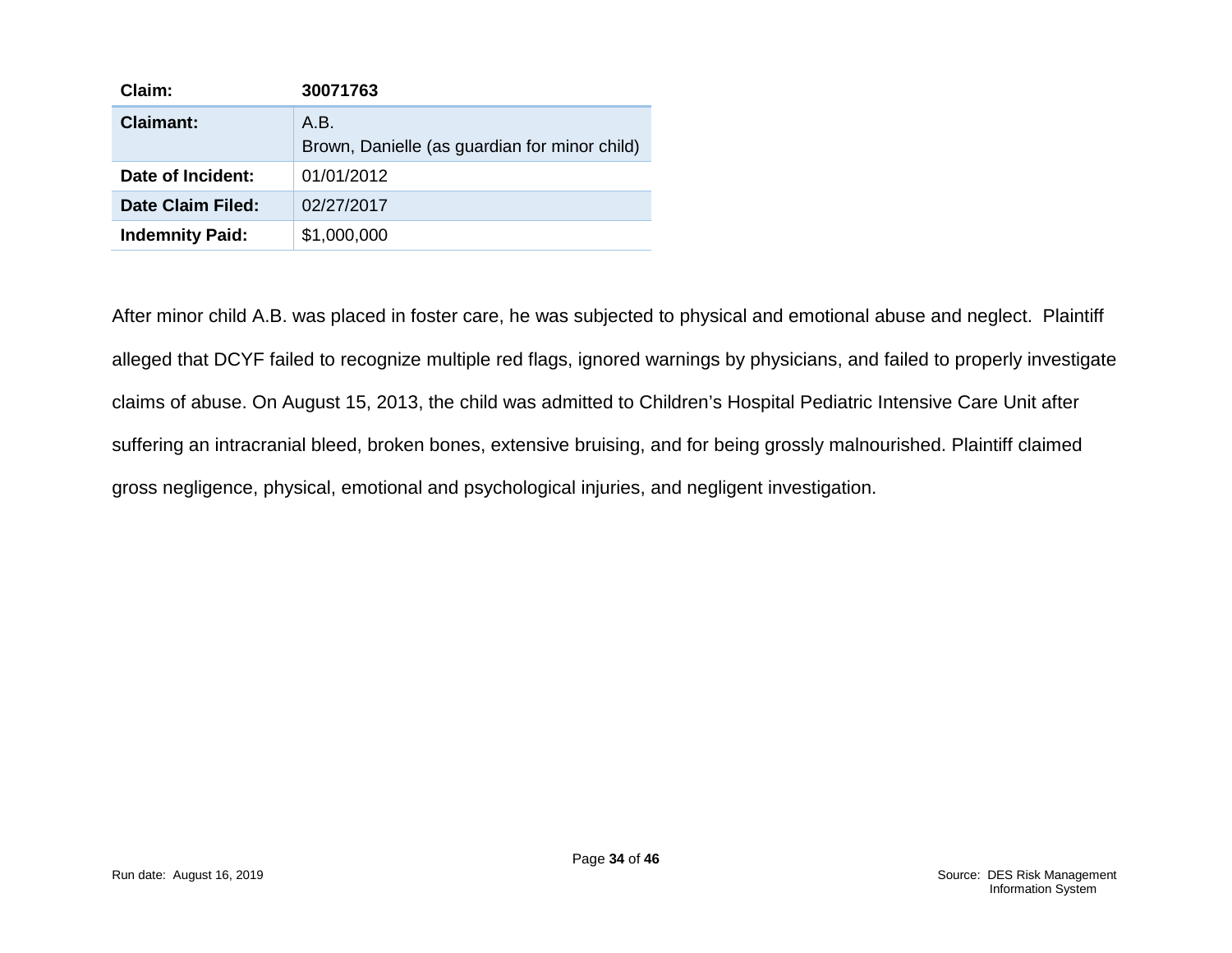| Claim: | 30071763 |
|---|---|
| Claimant: | A.B.<br>Brown, Danielle (as guardian for minor child) |
| Date of Incident: | 01/01/2012 |
| Date Claim Filed: | 02/27/2017 |
| Indemnity Paid: | $1,000,000 |

After minor child A.B. was placed in foster care, he was subjected to physical and emotional abuse and neglect. Plaintiff alleged that DCYF failed to recognize multiple red flags, ignored warnings by physicians, and failed to properly investigate claims of abuse. On August 15, 2013, the child was admitted to Children's Hospital Pediatric Intensive Care Unit after suffering an intracranial bleed, broken bones, extensive bruising, and for being grossly malnourished. Plaintiff claimed gross negligence, physical, emotional and psychological injuries, and negligent investigation.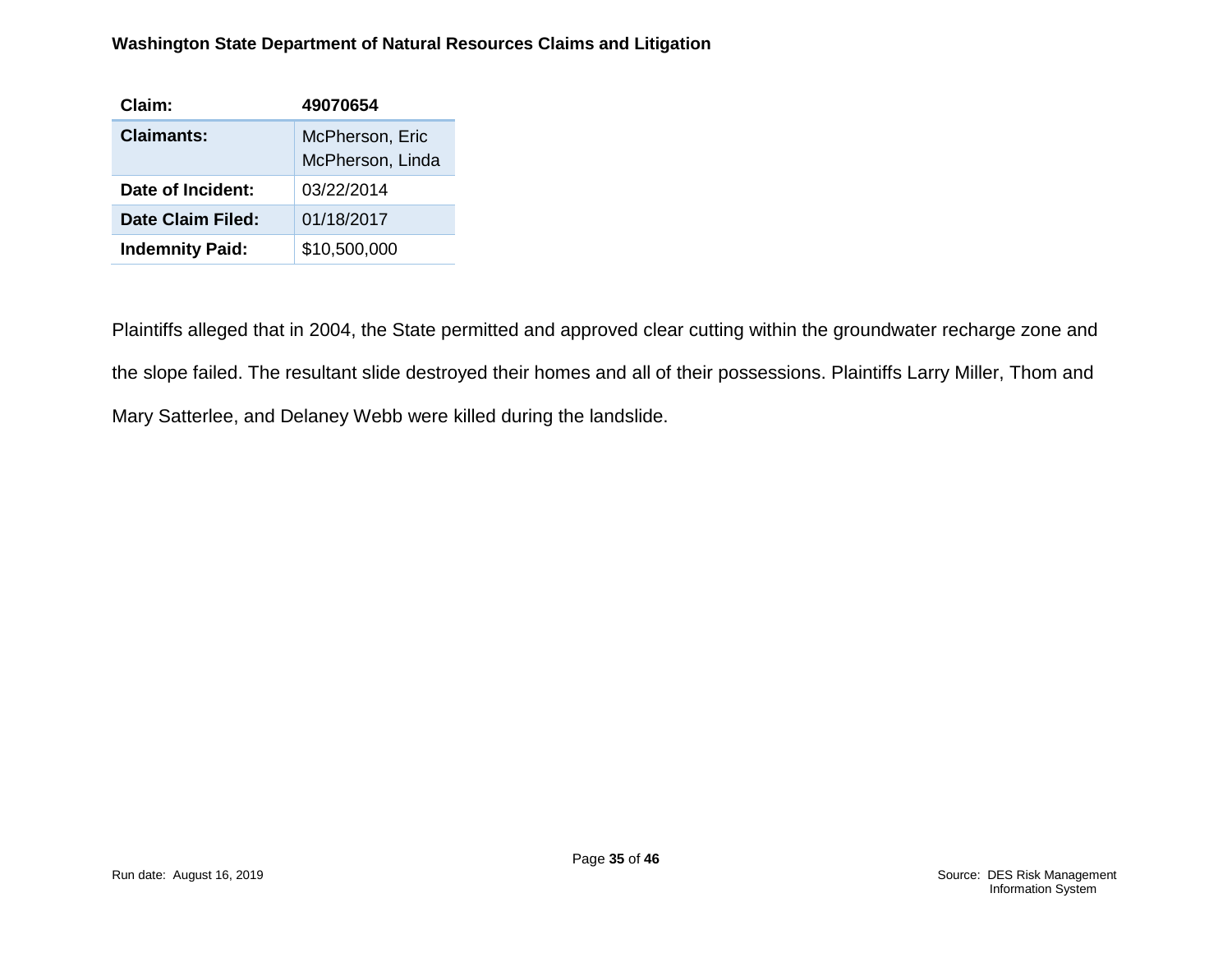**Washington State Department of Natural Resources Claims and Litigation**

| Claim: | 49070654 |
|---|---|
| Claimants: | McPherson, Eric<br>McPherson, Linda |
| Date of Incident: | 03/22/2014 |
| Date Claim Filed: | 01/18/2017 |
| Indemnity Paid: | $10,500,000 |

Plaintiffs alleged that in 2004, the State permitted and approved clear cutting within the groundwater recharge zone and the slope failed. The resultant slide destroyed their homes and all of their possessions. Plaintiffs Larry Miller, Thom and Mary Satterlee, and Delaney Webb were killed during the landslide.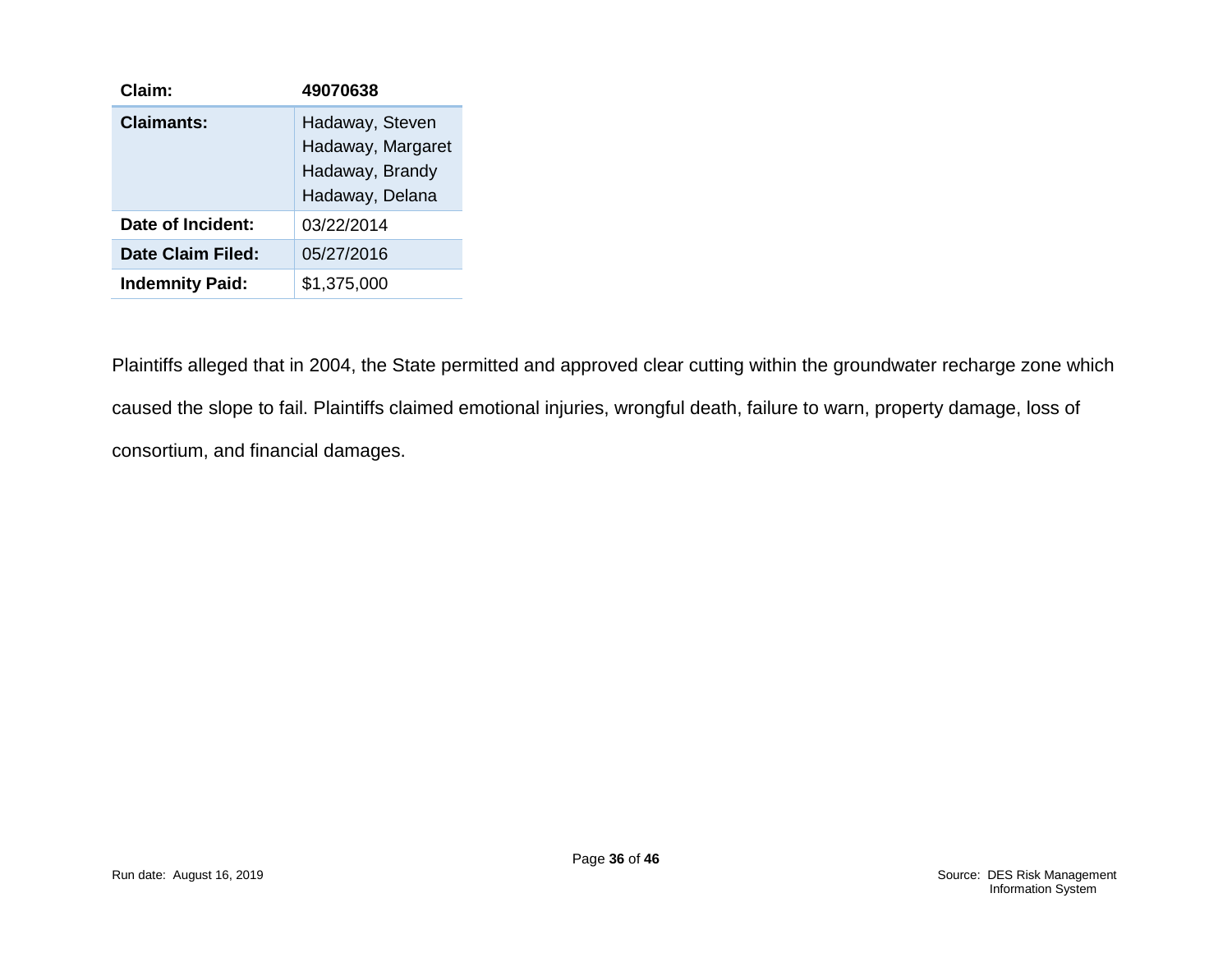| Claim: | 49070638 |
| --- | --- |
| **Claimants:** | Hadaway, Steven<br>Hadaway, Margaret<br>Hadaway, Brandy<br>Hadaway, Delana |
| **Date of Incident:** | 03/22/2014 |
| **Date Claim Filed:** | 05/27/2016 |
| **Indemnity Paid:** | $1,375,000 |

Plaintiffs alleged that in 2004, the State permitted and approved clear cutting within the groundwater recharge zone which caused the slope to fail. Plaintiffs claimed emotional injuries, wrongful death, failure to warn, property damage, loss of consortium, and financial damages.

Run date: August 16, 2019

Source: DES Risk Management Information System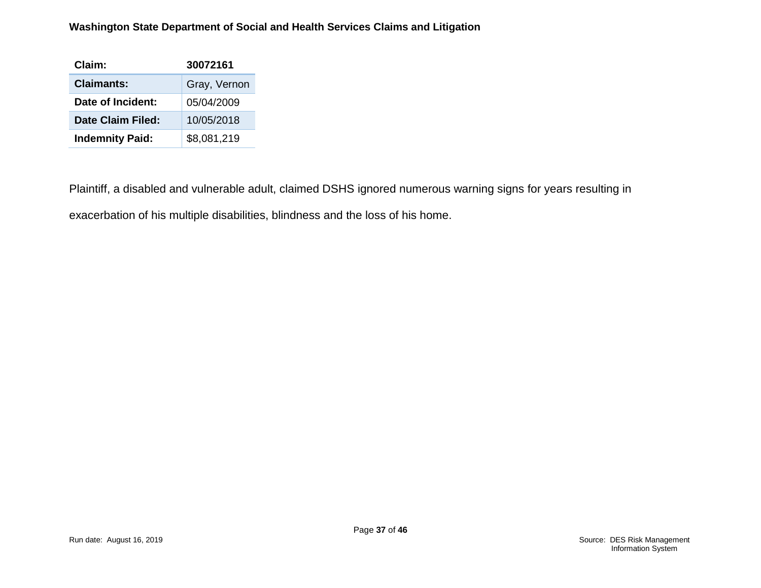**Washington State Department of Social and Health Services Claims and Litigation**

| Claim: | 30072161 |
|---|---|
| Claimants: | Gray, Vernon |
| Date of Incident: | 05/04/2009 |
| Date Claim Filed: | 10/05/2018 |
| Indemnity Paid: | $8,081,219 |

Plaintiff, a disabled and vulnerable adult, claimed DSHS ignored numerous warning signs for years resulting in exacerbation of his multiple disabilities, blindness and the loss of his home.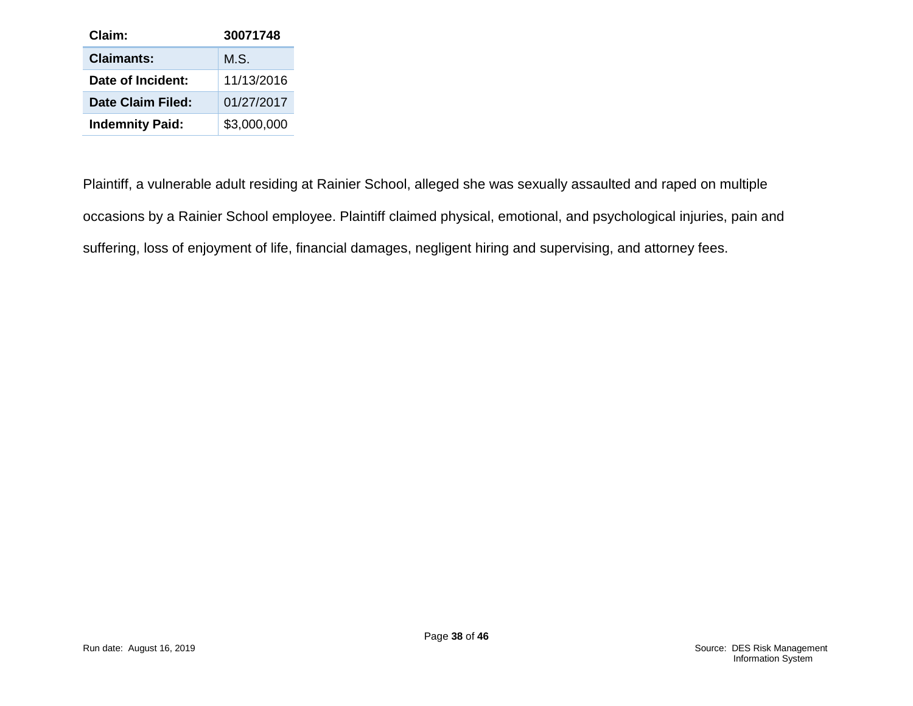| Claim: | 30071748 |
|---|---|
| Claimants: | M.S. |
| Date of Incident: | 11/13/2016 |
| Date Claim Filed: | 01/27/2017 |
| Indemnity Paid: | $3,000,000 |

Plaintiff, a vulnerable adult residing at Rainier School, alleged she was sexually assaulted and raped on multiple occasions by a Rainier School employee. Plaintiff claimed physical, emotional, and psychological injuries, pain and suffering, loss of enjoyment of life, financial damages, negligent hiring and supervising, and attorney fees.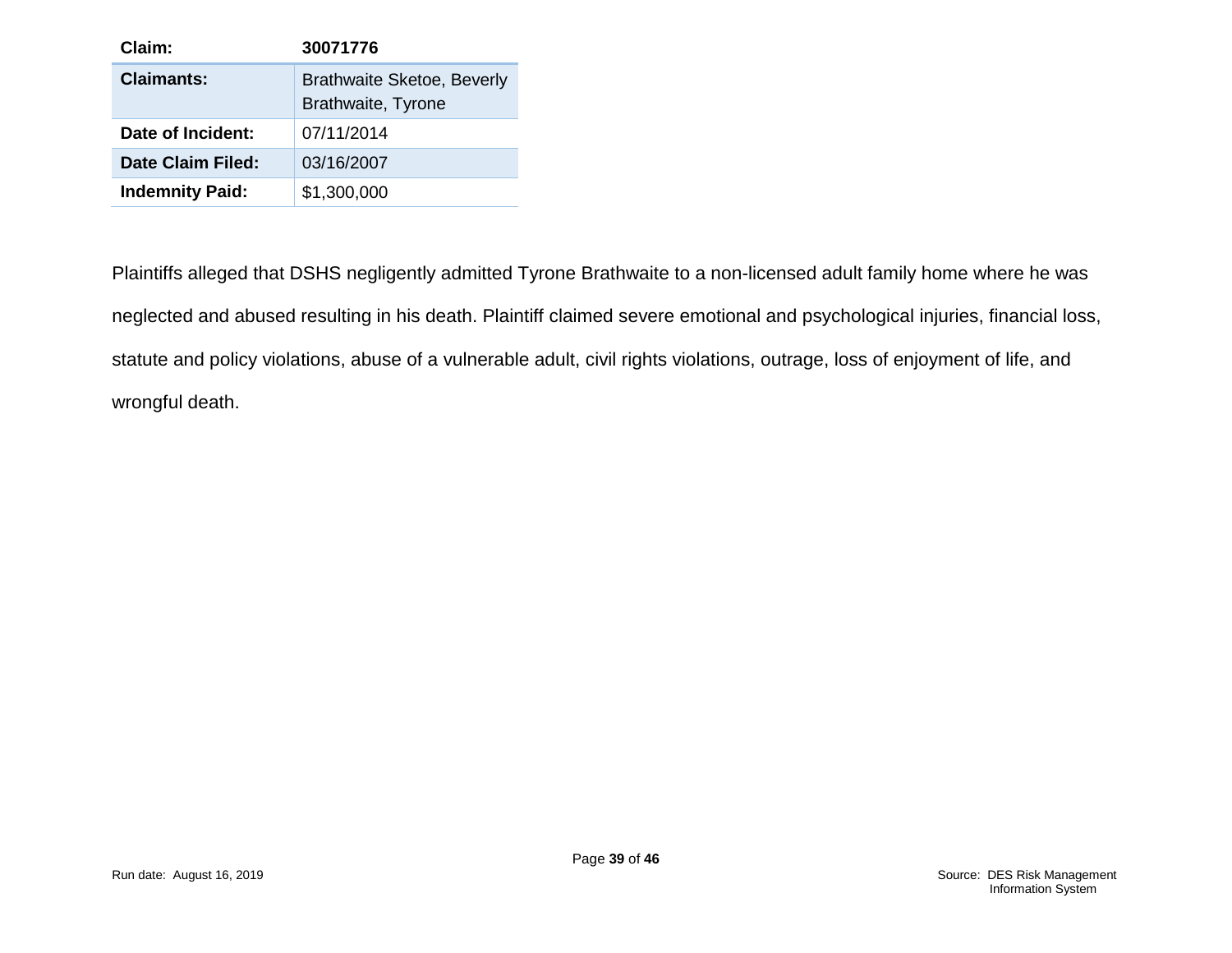| Claim: | 30071776 |
|---|---|
| Claimants: | Brathwaite Sketoe, Beverly Brathwaite, Tyrone |
| Date of Incident: | 07/11/2014 |
| Date Claim Filed: | 03/16/2007 |
| Indemnity Paid: | $1,300,000 |

Plaintiffs alleged that DSHS negligently admitted Tyrone Brathwaite to a non-licensed adult family home where he was neglected and abused resulting in his death. Plaintiff claimed severe emotional and psychological injuries, financial loss, statute and policy violations, abuse of a vulnerable adult, civil rights violations, outrage, loss of enjoyment of life, and wrongful death.

Run date: August 16, 2019

Source: DES Risk Management Information System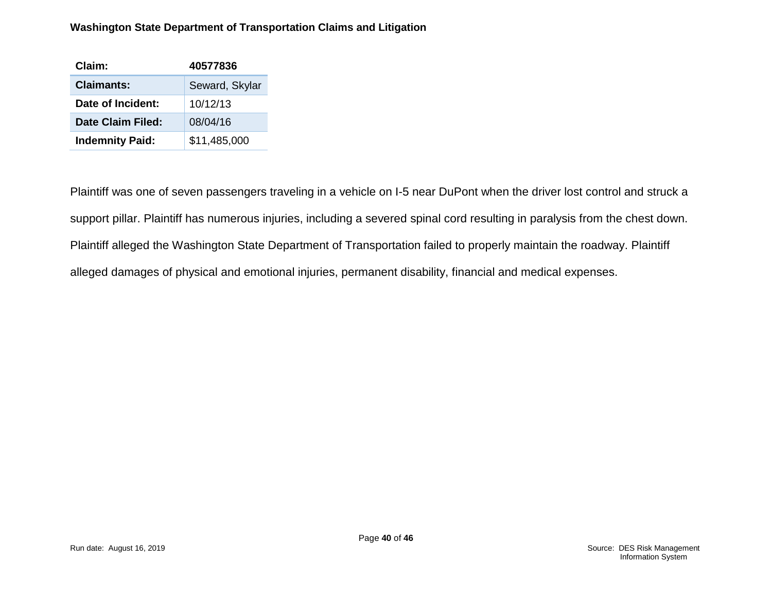**Washington State Department of Transportation Claims and Litigation**

| Claim: | 40577836 |
| --- | --- |
| Claimants: | Seward, Skylar |
| Date of Incident: | 10/12/13 |
| Date Claim Filed: | 08/04/16 |
| Indemnity Paid: | $11,485,000 |

Plaintiff was one of seven passengers traveling in a vehicle on I-5 near DuPont when the driver lost control and struck a support pillar. Plaintiff has numerous injuries, including a severed spinal cord resulting in paralysis from the chest down. Plaintiff alleged the Washington State Department of Transportation failed to properly maintain the roadway. Plaintiff alleged damages of physical and emotional injuries, permanent disability, financial and medical expenses.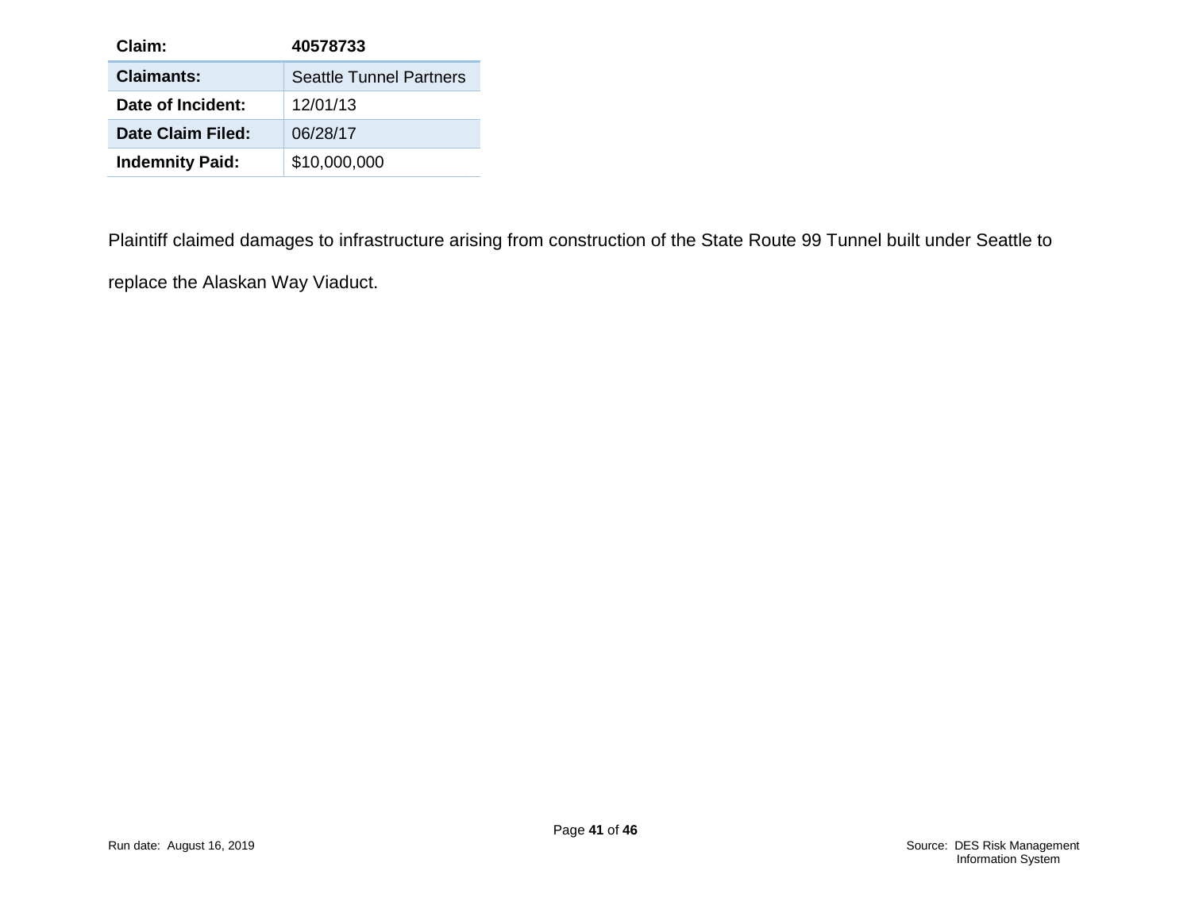| Claim: | 40578733 |
| --- | --- |
| Claimants: | Seattle Tunnel Partners |
| Date of Incident: | 12/01/13 |
| Date Claim Filed: | 06/28/17 |
| Indemnity Paid: | $10,000,000 |

Plaintiff claimed damages to infrastructure arising from construction of the State Route 99 Tunnel built under Seattle to replace the Alaskan Way Viaduct.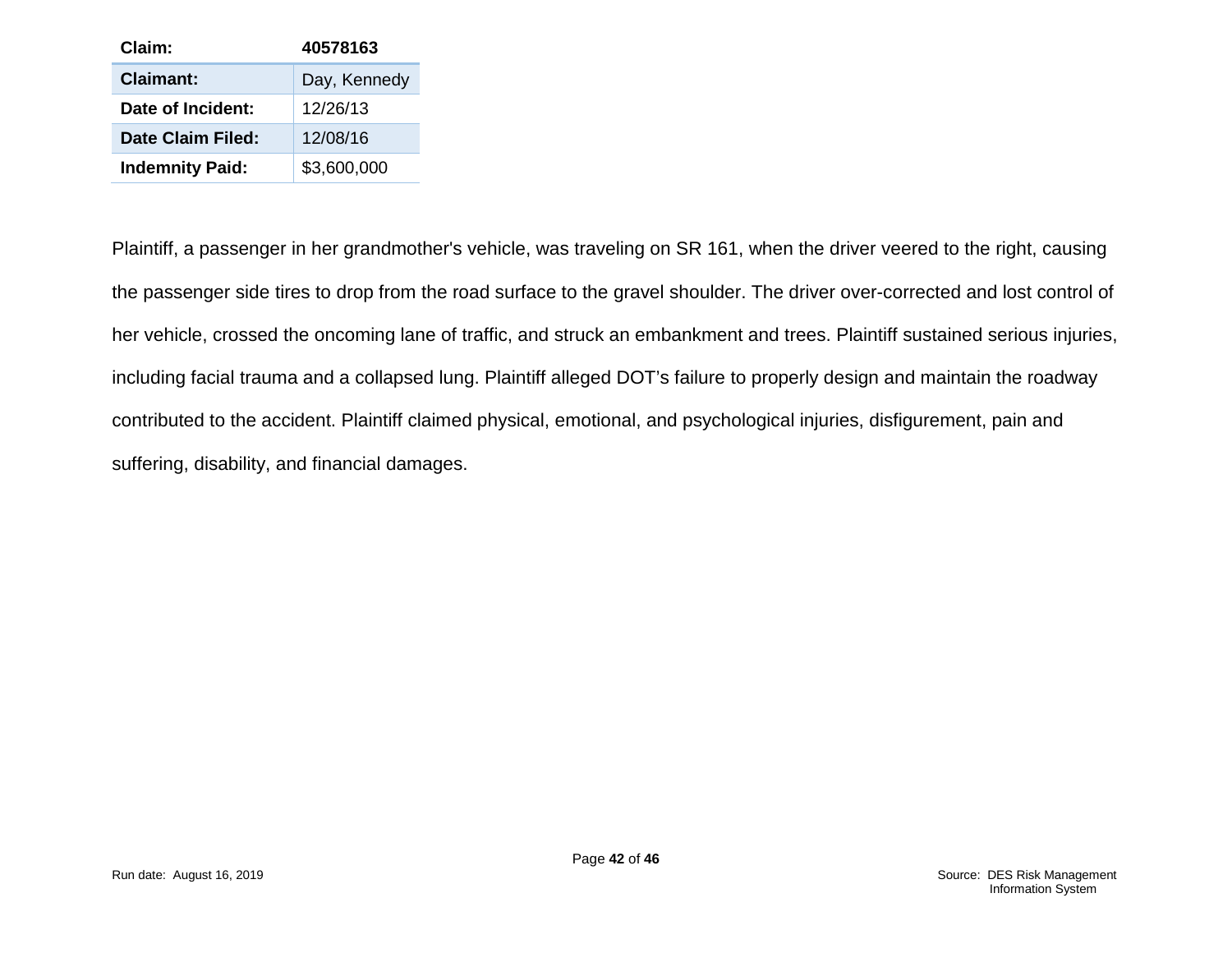| Claim: | 40578163 |
|---|---|
| **Claimant:** | Day, Kennedy |
| **Date of Incident:** | 12/26/13 |
| **Date Claim Filed:** | 12/08/16 |
| **Indemnity Paid:** | $3,600,000 |

Plaintiff, a passenger in her grandmother's vehicle, was traveling on SR 161, when the driver veered to the right, causing the passenger side tires to drop from the road surface to the gravel shoulder. The driver over-corrected and lost control of her vehicle, crossed the oncoming lane of traffic, and struck an embankment and trees. Plaintiff sustained serious injuries, including facial trauma and a collapsed lung. Plaintiff alleged DOT's failure to properly design and maintain the roadway contributed to the accident. Plaintiff claimed physical, emotional, and psychological injuries, disfigurement, pain and suffering, disability, and financial damages.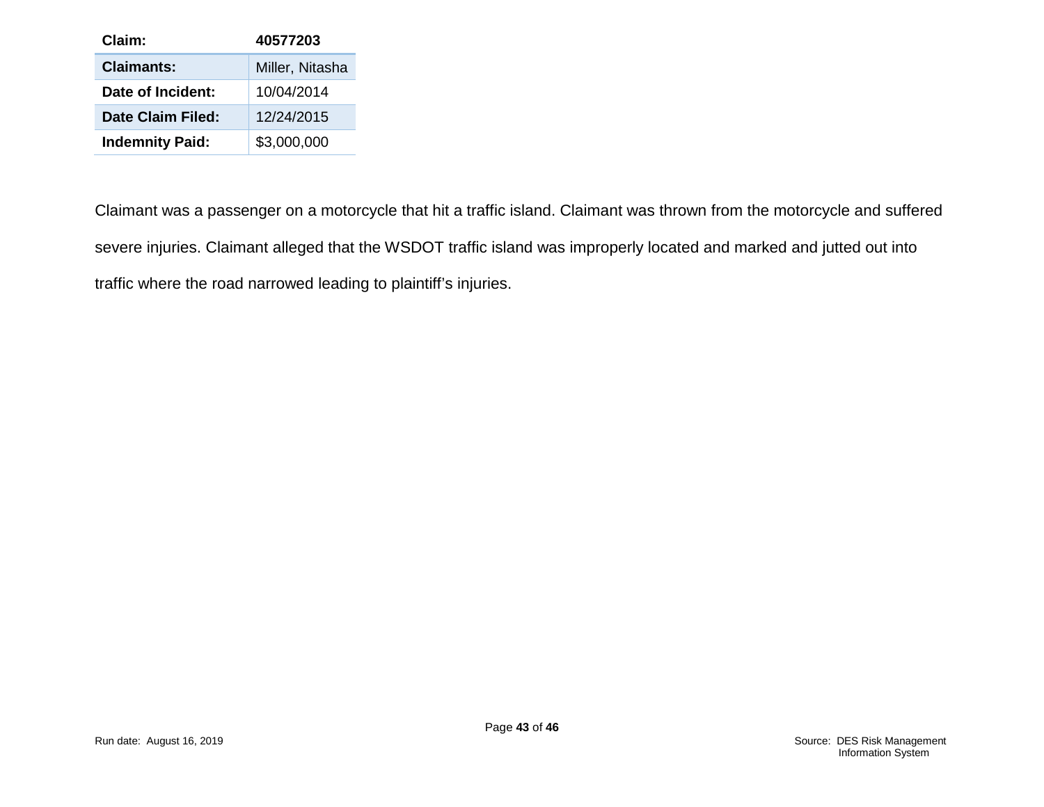| Claim: | 40577203 |
| --- | --- |
| Claimants: | Miller, Nitasha |
| Date of Incident: | 10/04/2014 |
| Date Claim Filed: | 12/24/2015 |
| Indemnity Paid: | $3,000,000 |

Claimant was a passenger on a motorcycle that hit a traffic island. Claimant was thrown from the motorcycle and suffered severe injuries. Claimant alleged that the WSDOT traffic island was improperly located and marked and jutted out into traffic where the road narrowed leading to plaintiff's injuries.

Run date: August 16, 2019

Source: DES Risk Management Information System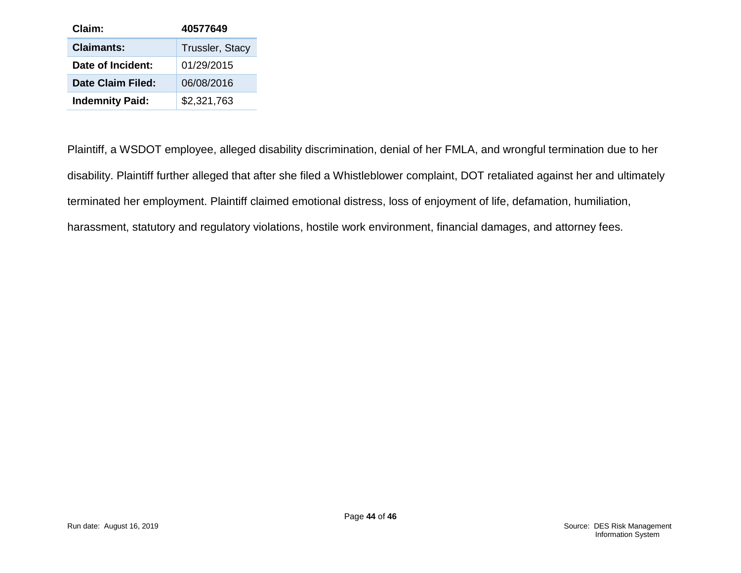| Claim: | 40577649 |
|---|---|
| Claimants: | Trussler, Stacy |
| Date of Incident: | 01/29/2015 |
| Date Claim Filed: | 06/08/2016 |
| Indemnity Paid: | $2,321,763 |

Plaintiff, a WSDOT employee, alleged disability discrimination, denial of her FMLA, and wrongful termination due to her disability. Plaintiff further alleged that after she filed a Whistleblower complaint, DOT retaliated against her and ultimately terminated her employment. Plaintiff claimed emotional distress, loss of enjoyment of life, defamation, humiliation, harassment, statutory and regulatory violations, hostile work environment, financial damages, and attorney fees.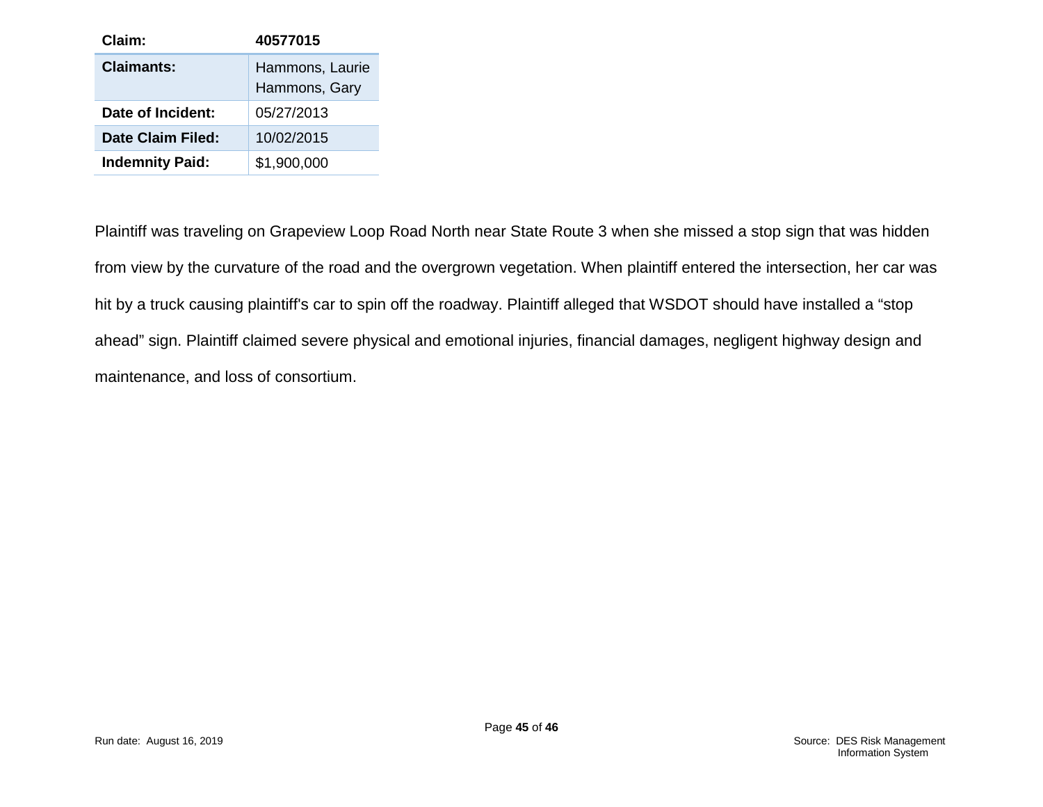| Claim: | 40577015 |
|---|---|
| Claimants: | Hammons, Laurie<br>Hammons, Gary |
| Date of Incident: | 05/27/2013 |
| Date Claim Filed: | 10/02/2015 |
| Indemnity Paid: | $1,900,000 |

Plaintiff was traveling on Grapeview Loop Road North near State Route 3 when she missed a stop sign that was hidden from view by the curvature of the road and the overgrown vegetation. When plaintiff entered the intersection, her car was hit by a truck causing plaintiff's car to spin off the roadway. Plaintiff alleged that WSDOT should have installed a "stop ahead" sign. Plaintiff claimed severe physical and emotional injuries, financial damages, negligent highway design and maintenance, and loss of consortium.

Run date: August 16, 2019

Source: DES Risk Management Information System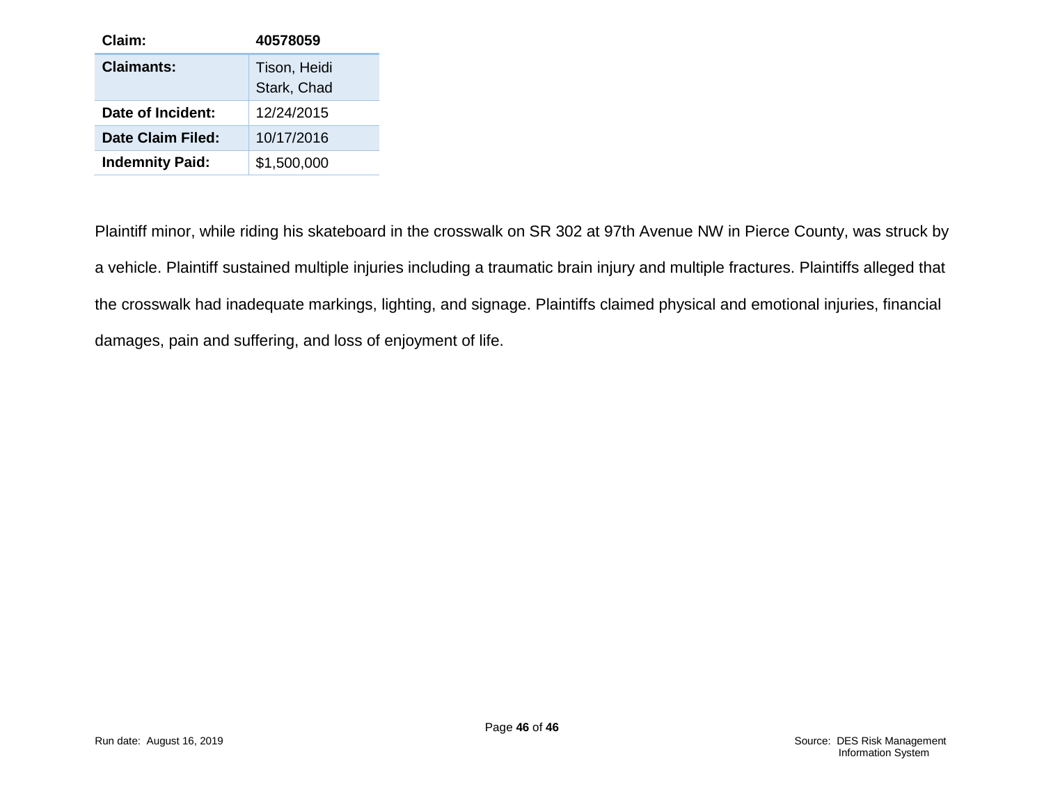| Claim: | 40578059 |
| --- | --- |
| **Claimants:** | Tison, Heidi<br>Stark, Chad |
| **Date of Incident:** | 12/24/2015 |
| **Date Claim Filed:** | 10/17/2016 |
| **Indemnity Paid:** | $1,500,000 |

Plaintiff minor, while riding his skateboard in the crosswalk on SR 302 at 97th Avenue NW in Pierce County, was struck by a vehicle. Plaintiff sustained multiple injuries including a traumatic brain injury and multiple fractures. Plaintiffs alleged that the crosswalk had inadequate markings, lighting, and signage. Plaintiffs claimed physical and emotional injuries, financial damages, pain and suffering, and loss of enjoyment of life.

Run date: August 16, 2019

Source: DES Risk Management Information System